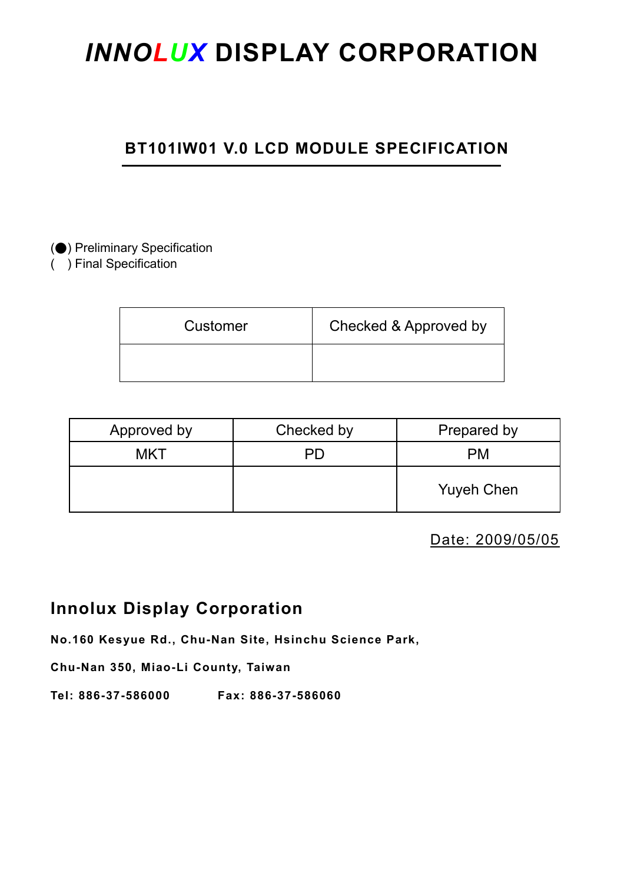# *INNOLUX* DISPLAY CORPORATION

## BT101IW01 V.0 LCD MODULE SPECIFICATION

(●) Preliminary Specification
(   ) Final Specification

| Customer | Checked & Approved by |
|---|---|
| | |

| Approved by | Checked by | Prepared by |
|---|---|---|
| MKT | PD | PM |
| | | Yuyeh Chen |

Date: 2009/05/05

## Innolux Display Corporation

**No.160 Kesyue Rd., Chu-Nan Site, Hsinchu Science Park,**

**Chu-Nan 350, Miao-Li County, Taiwan**

**Tel: 886-37-586000        Fax: 886-37-586060**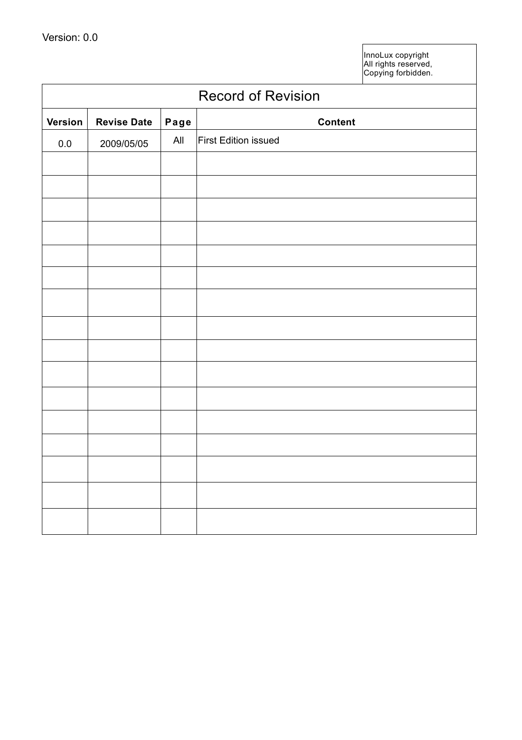Version: 0.0

InnoLux copyright
All rights reserved,
Copying forbidden.

# Record of Revision

| Version | Revise Date | Page | Content |
|---|---|---|---|
| 0.0 | 2009/05/05 | All | First Edition issued |
| | | | |
| | | | |
| | | | |
| | | | |
| | | | |
| | | | |
| | | | |
| | | | |
| | | | |
| | | | |
| | | | |
| | | | |
| | | | |
| | | | |
| | | | |
| | | | |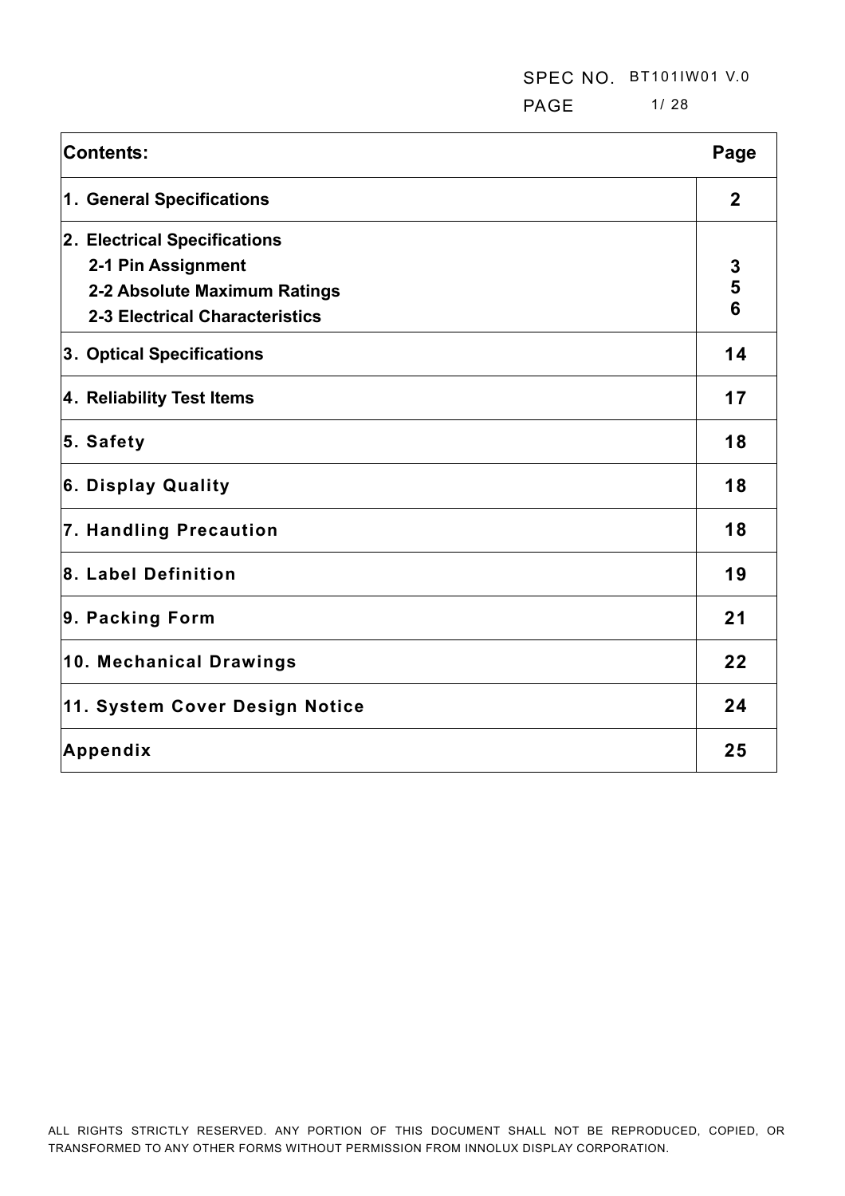| Contents: | Page |
| --- | --- |
| **1. General Specifications** | **2** |
| **2. Electrical Specifications**<br>**2-1 Pin Assignment**<br>**2-2 Absolute Maximum Ratings**<br>**2-3 Electrical Characteristics** | <br>**3**<br>**5**<br>**6** |
| **3. Optical Specifications** | **14** |
| **4. Reliability Test Items** | **17** |
| **5. Safety** | **18** |
| **6. Display Quality** | **18** |
| **7. Handling Precaution** | **18** |
| **8. Label Definition** | **19** |
| **9. Packing Form** | **21** |
| **10. Mechanical Drawings** | **22** |
| **11. System Cover Design Notice** | **24** |
| **Appendix** | **25** |

ALL RIGHTS STRICTLY RESERVED. ANY PORTION OF THIS DOCUMENT SHALL NOT BE REPRODUCED, COPIED, OR TRANSFORMED TO ANY OTHER FORMS WITHOUT PERMISSION FROM INNOLUX DISPLAY CORPORATION.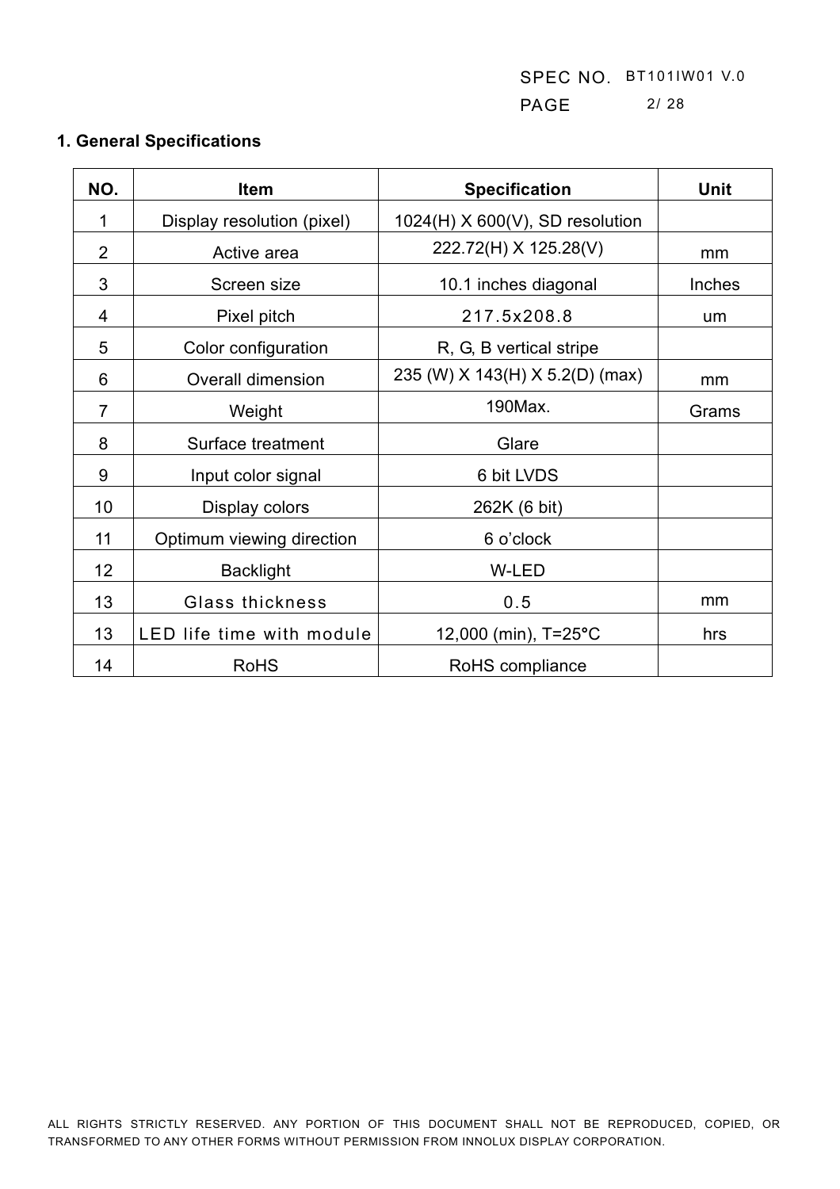## 1. General Specifications

| NO. | Item | Specification | Unit |
|---|---|---|---|
| 1 | Display resolution (pixel) | 1024(H) X 600(V), SD resolution | |
| 2 | Active area | 222.72(H) X 125.28(V) | mm |
| 3 | Screen size | 10.1 inches diagonal | Inches |
| 4 | Pixel pitch | 217.5x208.8 | um |
| 5 | Color configuration | R, G, B vertical stripe | |
| 6 | Overall dimension | 235 (W) X 143(H) X 5.2(D) (max) | mm |
| 7 | Weight | 190Max. | Grams |
| 8 | Surface treatment | Glare | |
| 9 | Input color signal | 6 bit LVDS | |
| 10 | Display colors | 262K (6 bit) | |
| 11 | Optimum viewing direction | 6 o'clock | |
| 12 | Backlight | W-LED | |
| 13 | Glass thickness | 0.5 | mm |
| 13 | LED life time with module | 12,000 (min), T=25°C | hrs |
| 14 | RoHS | RoHS compliance | |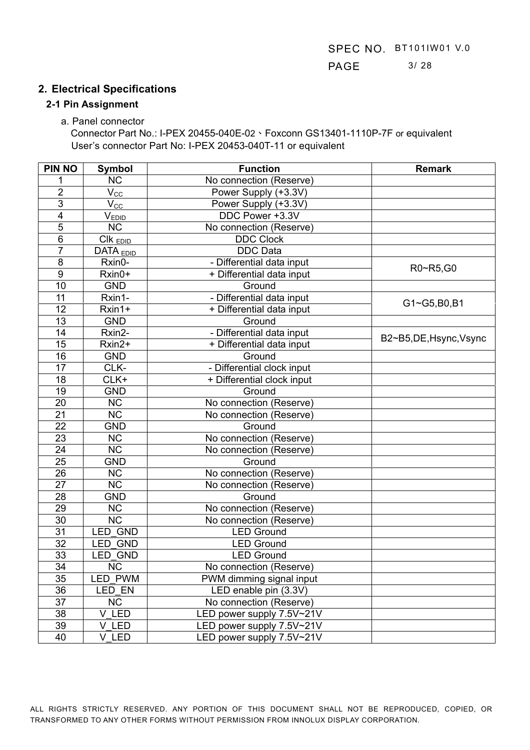## 2. Electrical Specifications

### 2-1 Pin Assignment

a. Panel connector

Connector Part No.: I-PEX 20455-040E-02、Foxconn GS13401-1110P-7F or equivalent

User's connector Part No: I-PEX 20453-040T-11 or equivalent

| PIN NO | Symbol | Function | Remark |
|---|---|---|---|
| 1 | NC | No connection (Reserve) | |
| 2 | $V_{CC}$ | Power Supply (+3.3V) | |
| 3 | $V_{CC}$ | Power Supply (+3.3V) | |
| 4 | $V_{EDID}$ | DDC Power +3.3V | |
| 5 | NC | No connection (Reserve) | |
| 6 | $Clk_{EDID}$ | DDC Clock | |
| 7 | $DATA_{EDID}$ | DDC Data | |
| 8 | Rxin0- | - Differential data input | R0~R5,G0 |
| 9 | Rxin0+ | + Differential data input | |
| 10 | GND | Ground | |
| 11 | Rxin1- | - Differential data input | G1~G5,B0,B1 |
| 12 | Rxin1+ | + Differential data input | |
| 13 | GND | Ground | |
| 14 | Rxin2- | - Differential data input | B2~B5,DE,Hsync,Vsync |
| 15 | Rxin2+ | + Differential data input | |
| 16 | GND | Ground | |
| 17 | CLK- | - Differential clock input | |
| 18 | CLK+ | + Differential clock input | |
| 19 | GND | Ground | |
| 20 | NC | No connection (Reserve) | |
| 21 | NC | No connection (Reserve) | |
| 22 | GND | Ground | |
| 23 | NC | No connection (Reserve) | |
| 24 | NC | No connection (Reserve) | |
| 25 | GND | Ground | |
| 26 | NC | No connection (Reserve) | |
| 27 | NC | No connection (Reserve) | |
| 28 | GND | Ground | |
| 29 | NC | No connection (Reserve) | |
| 30 | NC | No connection (Reserve) | |
| 31 | LED_GND | LED Ground | |
| 32 | LED_GND | LED Ground | |
| 33 | LED_GND | LED Ground | |
| 34 | NC | No connection (Reserve) | |
| 35 | LED_PWM | PWM dimming signal input | |
| 36 | LED_EN | LED enable pin (3.3V) | |
| 37 | NC | No connection (Reserve) | |
| 38 | V_LED | LED power supply 7.5V~21V | |
| 39 | V_LED | LED power supply 7.5V~21V | |
| 40 | V_LED | LED power supply 7.5V~21V | |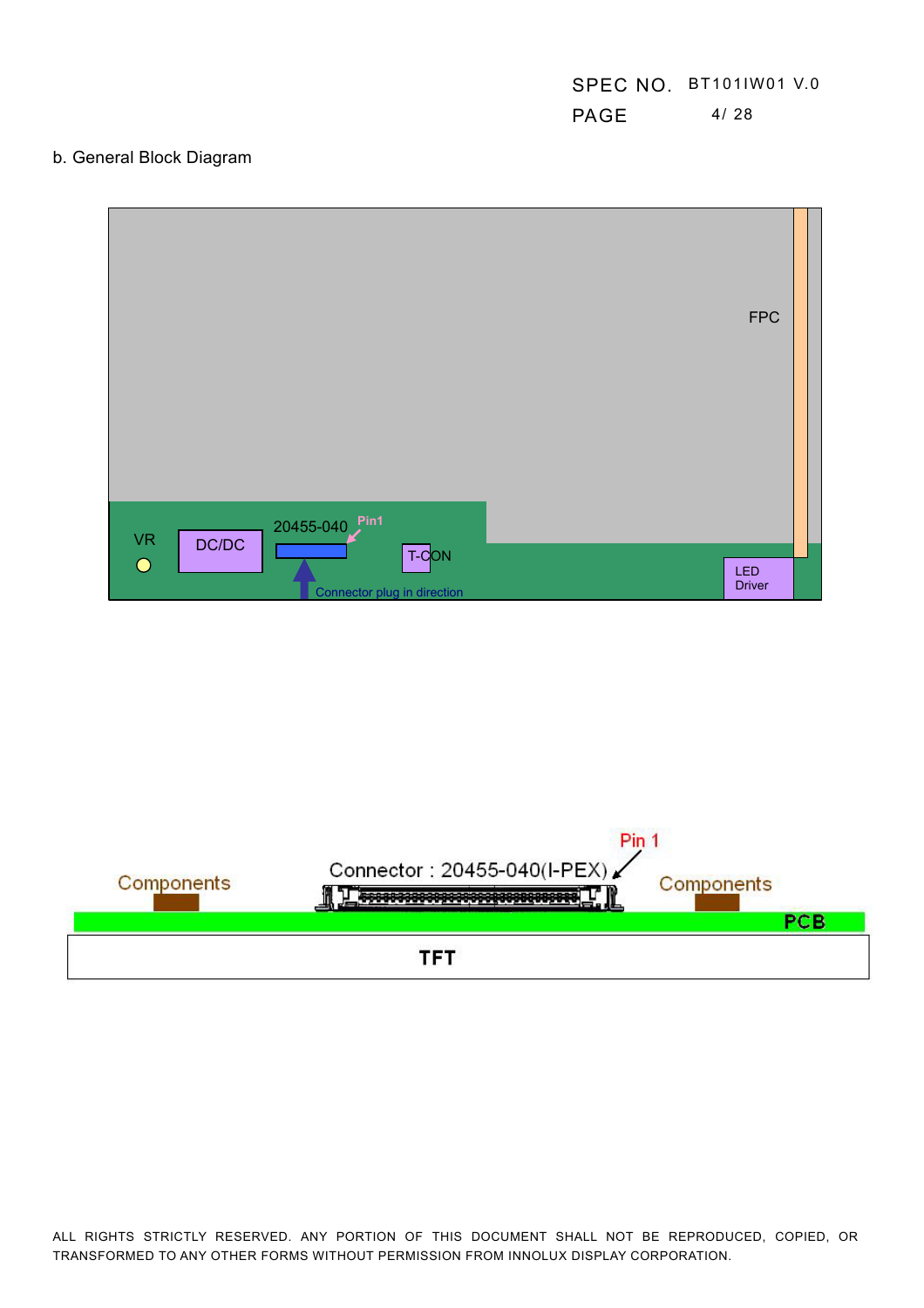b. General Block Diagram

FPC

VR

DC/DC

20455-040

Pin1

T-CON

Connector plug in direction

LED Driver

Pin 1

Connector : 20455-040(I-PEX)

Components

Components

PCB

TFT

ALL RIGHTS STRICTLY RESERVED. ANY PORTION OF THIS DOCUMENT SHALL NOT BE REPRODUCED, COPIED, OR TRANSFORMED TO ANY OTHER FORMS WITHOUT PERMISSION FROM INNOLUX DISPLAY CORPORATION.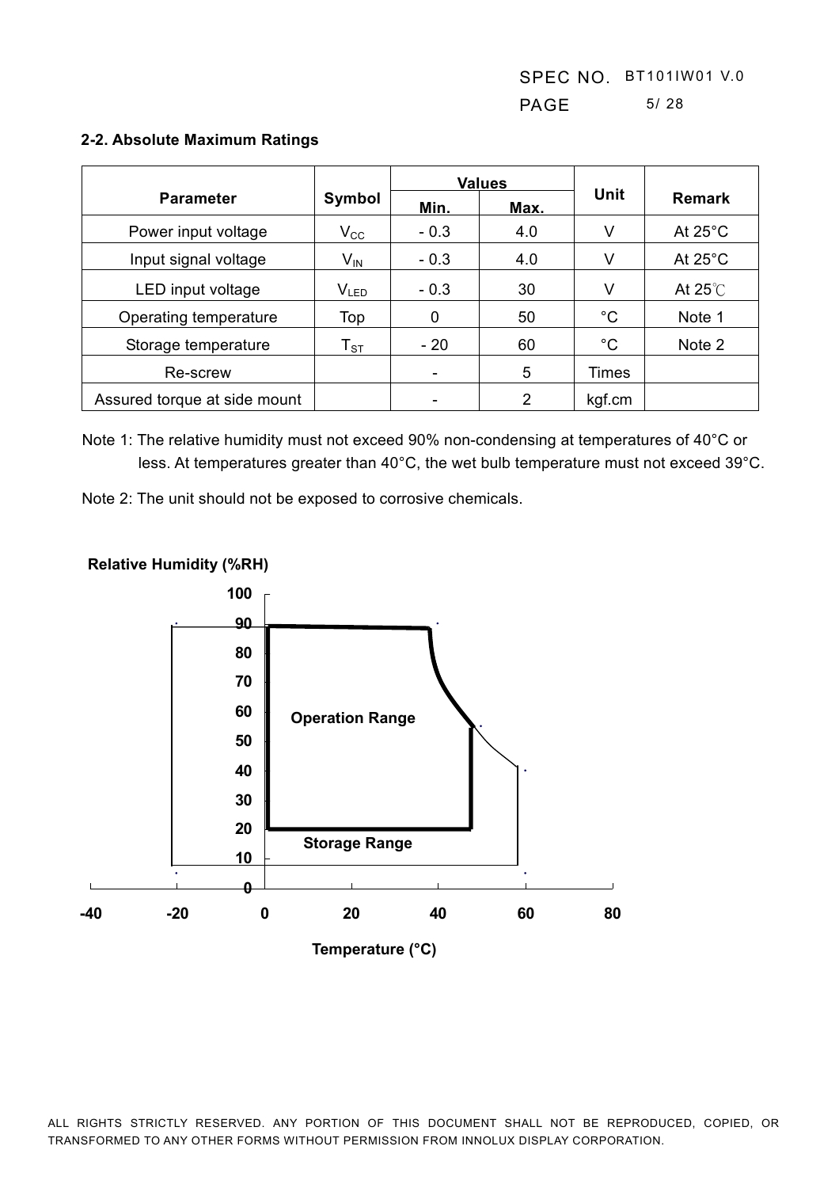## 2-2. Absolute Maximum Ratings

| Parameter | Symbol | Values | | Unit | Remark |
|---|---|---|---|---|---|
| | | Min. | Max. | | |
| Power input voltage | $V_{CC}$ | - 0.3 | 4.0 | V | At 25°C |
| Input signal voltage | $V_{IN}$ | - 0.3 | 4.0 | V | At 25°C |
| LED input voltage | $V_{LED}$ | - 0.3 | 30 | V | At 25℃ |
| Operating temperature | Top | 0 | 50 | °C | Note 1 |
| Storage temperature | $T_{ST}$ | - 20 | 60 | °C | Note 2 |
| Re-screw | | - | 5 | Times | |
| Assured torque at side mount | | - | 2 | kgf.cm | |

Note 1: The relative humidity must not exceed 90% non-condensing at temperatures of 40°C or less. At temperatures greater than 40°C, the wet bulb temperature must not exceed 39°C.

Note 2: The unit should not be exposed to corrosive chemicals.

Relative Humidity (%RH)

Operation Range

Storage Range

Temperature (°C)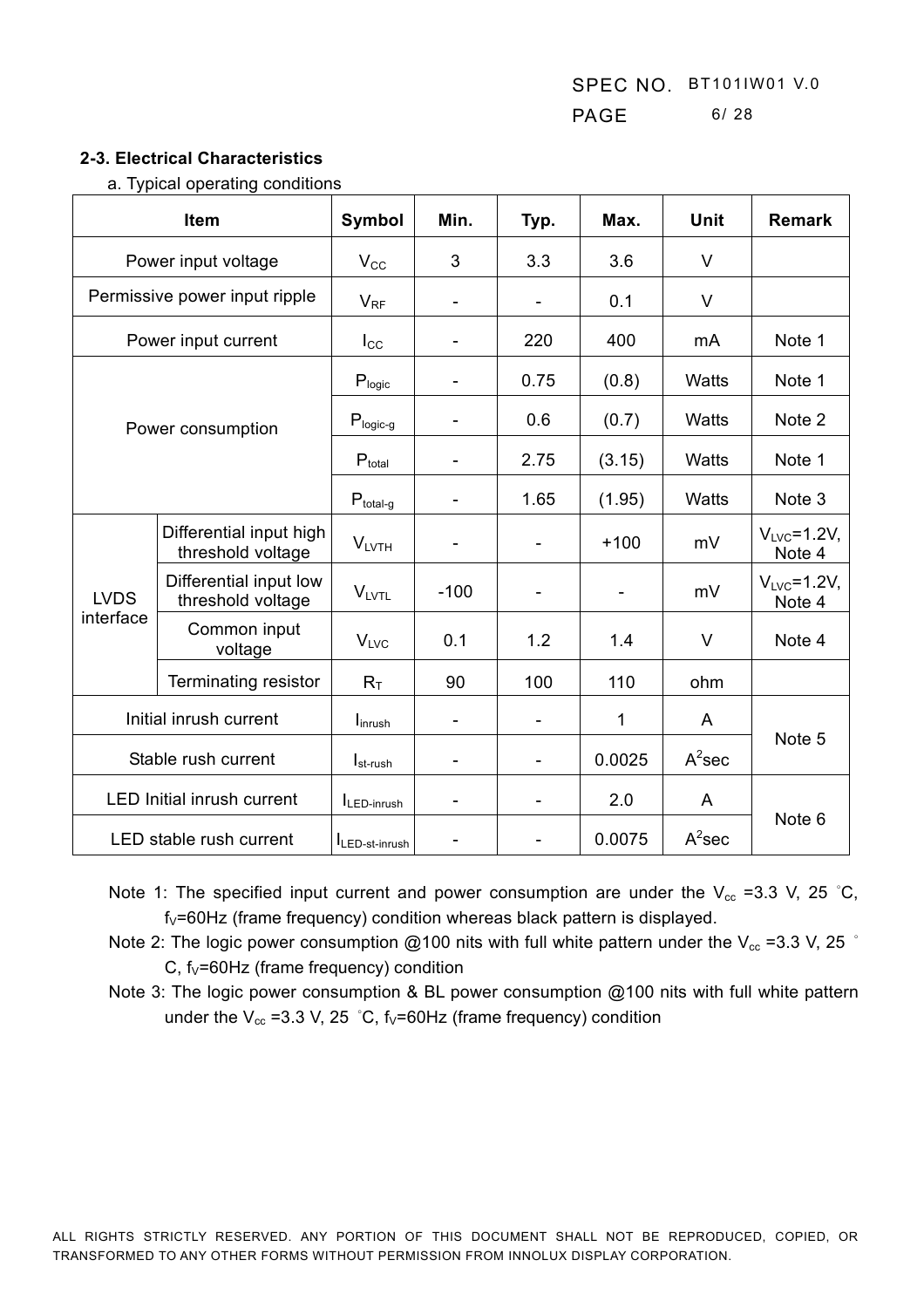### 2-3. Electrical Characteristics

a. Typical operating conditions

| Item | | Symbol | Min. | Typ. | Max. | Unit | Remark |
|---|---|---|---|---|---|---|---|
| Power input voltage | | $V_{CC}$ | 3 | 3.3 | 3.6 | V | |
| Permissive power input ripple | | $V_{RF}$ | - | - | 0.1 | V | |
| Power input current | | $I_{CC}$ | - | 220 | 400 | mA | Note 1 |
| Power consumption | | $P_{logic}$ | - | 0.75 | (0.8) | Watts | Note 1 |
| | | $P_{logic\text{-}g}$ | - | 0.6 | (0.7) | Watts | Note 2 |
| | | $P_{total}$ | - | 2.75 | (3.15) | Watts | Note 1 |
| | | $P_{total\text{-}g}$ | - | 1.65 | (1.95) | Watts | Note 3 |
| LVDS interface | Differential input high threshold voltage | $V_{LVTH}$ | - | - | +100 | mV | $V_{LVC}$=1.2V, Note 4 |
| | Differential input low threshold voltage | $V_{LVTL}$ | -100 | - | - | mV | $V_{LVC}$=1.2V, Note 4 |
| | Common input voltage | $V_{LVC}$ | 0.1 | 1.2 | 1.4 | V | Note 4 |
| | Terminating resistor | $R_T$ | 90 | 100 | 110 | ohm | |
| Initial inrush current | | $I_{inrush}$ | - | - | 1 | A | Note 5 |
| Stable rush current | | $I_{st\text{-}rush}$ | - | - | 0.0025 | $A^2$sec | |
| LED Initial inrush current | | $I_{LED\text{-}inrush}$ | - | - | 2.0 | A | Note 6 |
| LED stable rush current | | $I_{LED\text{-}st\text{-}inrush}$ | - | - | 0.0075 | $A^2$sec | |

Note 1: The specified input current and power consumption are under the $V_{cc}$ =3.3 V, 25 ˚C, $f_V$=60Hz (frame frequency) condition whereas black pattern is displayed.

Note 2: The logic power consumption @100 nits with full white pattern under the $V_{cc}$ =3.3 V, 25 ˚C, $f_V$=60Hz (frame frequency) condition

Note 3: The logic power consumption & BL power consumption @100 nits with full white pattern under the $V_{cc}$ =3.3 V, 25 ˚C, $f_V$=60Hz (frame frequency) condition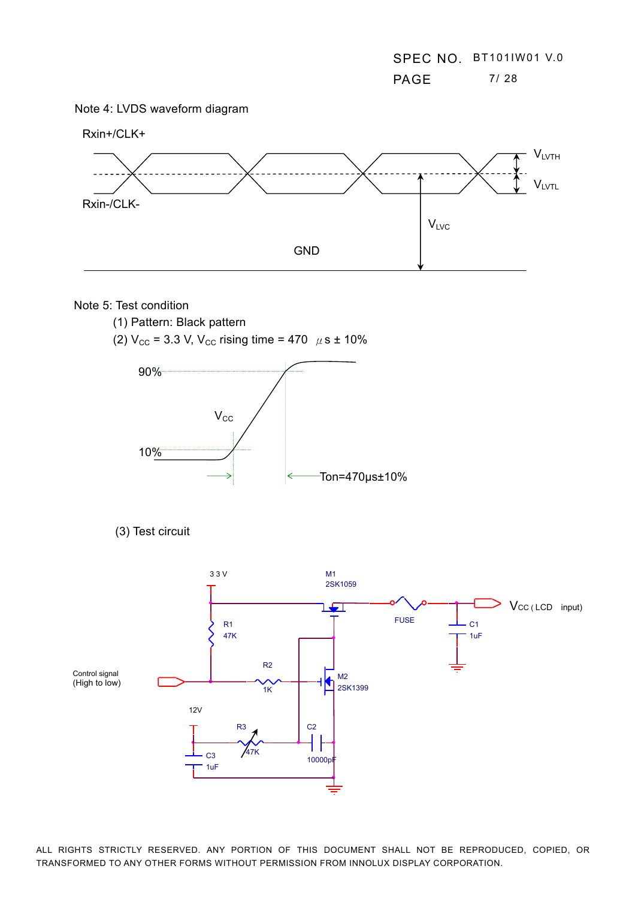Note 4: LVDS waveform diagram

Rxin+/CLK+

Rxin-/CLK-

$V_{LVTH}$

$V_{LVTL}$

$V_{LVC}$

GND

Note 5: Test condition

(1) Pattern: Black pattern

(2) $V_{CC}$ = 3.3 V, $V_{CC}$ rising time = 470 μs ± 10%

90%

$V_{CC}$

10%

Ton=470μs±10%

(3) Test circuit

3.3 V

M1
2SK1059

FUSE

$V_{CC}$ ( LCD input)

C1
1uF

R1
47K

Control signal
(High to low)

R2
1K

M2
2SK1399

12V

R3
47K

C2
10000pF

C3
1uF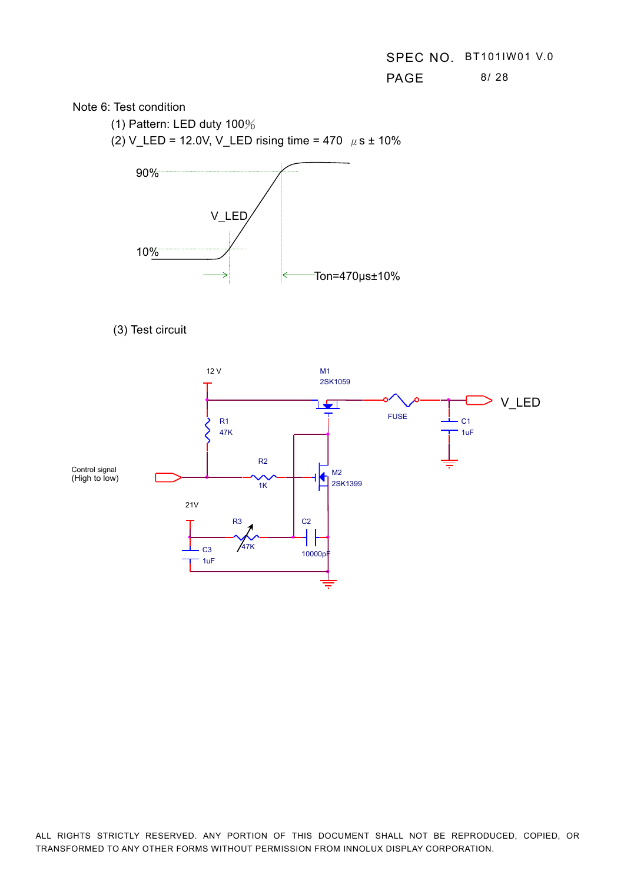Note 6: Test condition

(1) Pattern: LED duty 100%

(2) V_LED = 12.0V, V_LED rising time = 470 μs ± 10%

90%

V_LED

10%

Ton=470μs±10%

(3) Test circuit

12 V

M1 2SK1059

FUSE

V_LED

R1 47K

C1 1uF

Control signal (High to low)

R2 1K

M2 2SK1399

21V

R3 47K

C2 10000pF

C3 1uF

ALL RIGHTS STRICTLY RESERVED. ANY PORTION OF THIS DOCUMENT SHALL NOT BE REPRODUCED, COPIED, OR TRANSFORMED TO ANY OTHER FORMS WITHOUT PERMISSION FROM INNOLUX DISPLAY CORPORATION.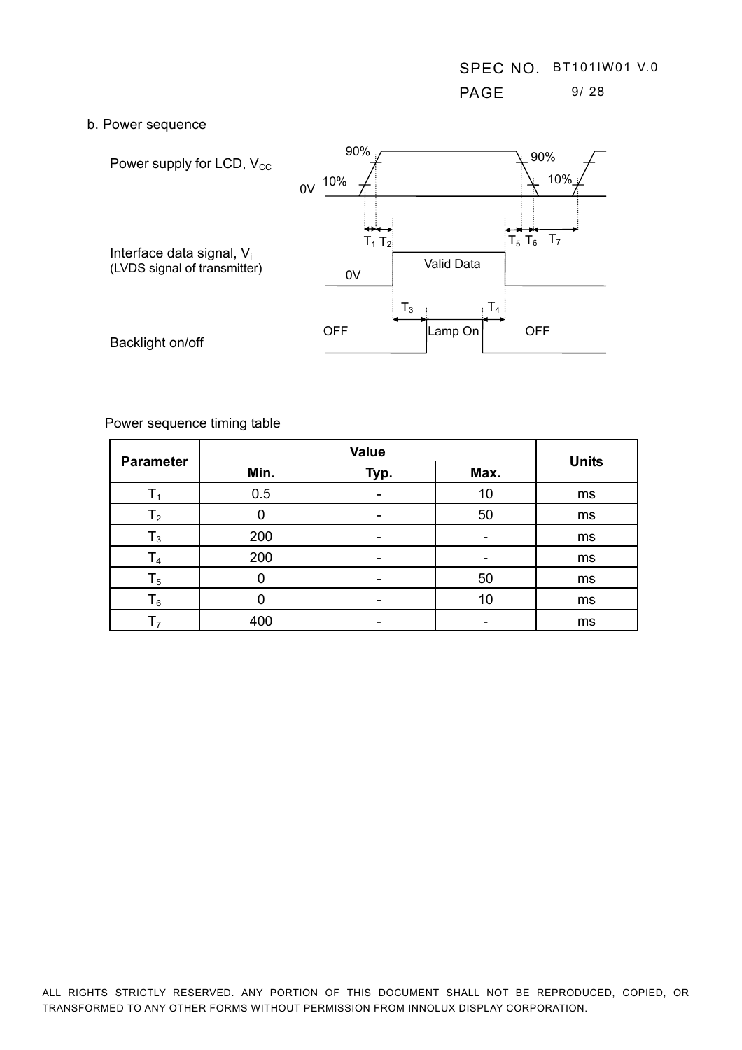b. Power sequence

Power supply for LCD, $V_{CC}$

Interface data signal, $V_i$
(LVDS signal of transmitter)

Backlight on/off

Power sequence timing table

| Parameter | Value | | | Units |
|---|---|---|---|---|
| | Min. | Typ. | Max. | |
| $T_1$ | 0.5 | - | 10 | ms |
| $T_2$ | 0 | - | 50 | ms |
| $T_3$ | 200 | - | - | ms |
| $T_4$ | 200 | - | - | ms |
| $T_5$ | 0 | - | 50 | ms |
| $T_6$ | 0 | - | 10 | ms |
| $T_7$ | 400 | - | - | ms |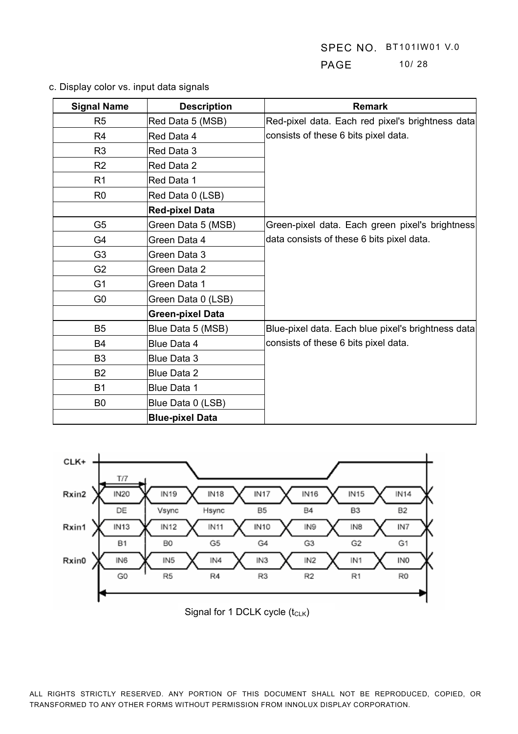c. Display color vs. input data signals

| Signal Name | Description | Remark |
|---|---|---|
| R5 | Red Data 5 (MSB) | Red-pixel data. Each red pixel's brightness data consists of these 6 bits pixel data. |
| R4 | Red Data 4 | |
| R3 | Red Data 3 | |
| R2 | Red Data 2 | |
| R1 | Red Data 1 | |
| R0 | Red Data 0 (LSB) | |
| | **Red-pixel Data** | |
| G5 | Green Data 5 (MSB) | Green-pixel data. Each green pixel's brightness data consists of these 6 bits pixel data. |
| G4 | Green Data 4 | |
| G3 | Green Data 3 | |
| G2 | Green Data 2 | |
| G1 | Green Data 1 | |
| G0 | Green Data 0 (LSB) | |
| | **Green-pixel Data** | |
| B5 | Blue Data 5 (MSB) | Blue-pixel data. Each blue pixel's brightness data consists of these 6 bits pixel data. |
| B4 | Blue Data 4 | |
| B3 | Blue Data 3 | |
| B2 | Blue Data 2 | |
| B1 | Blue Data 1 | |
| B0 | Blue Data 0 (LSB) | |
| | **Blue-pixel Data** | |

| Signal | | | | | | | |
|---|---|---|---|---|---|---|---|
| Rxin2 | IN20 (DE) | IN19 (Vsync) | IN18 (Hsync) | IN17 (B5) | IN16 (B4) | IN15 (B3) | IN14 (B2) |
| Rxin1 | IN13 (B1) | IN12 (B0) | IN11 (G5) | IN10 (G4) | IN9 (G3) | IN8 (G2) | IN7 (G1) |
| Rxin0 | IN6 (G0) | IN5 (R5) | IN4 (R4) | IN3 (R3) | IN2 (R2) | IN1 (R1) | IN0 (R0) |

CLK+, T/7

Signal for 1 DCLK cycle ($t_{CLK}$)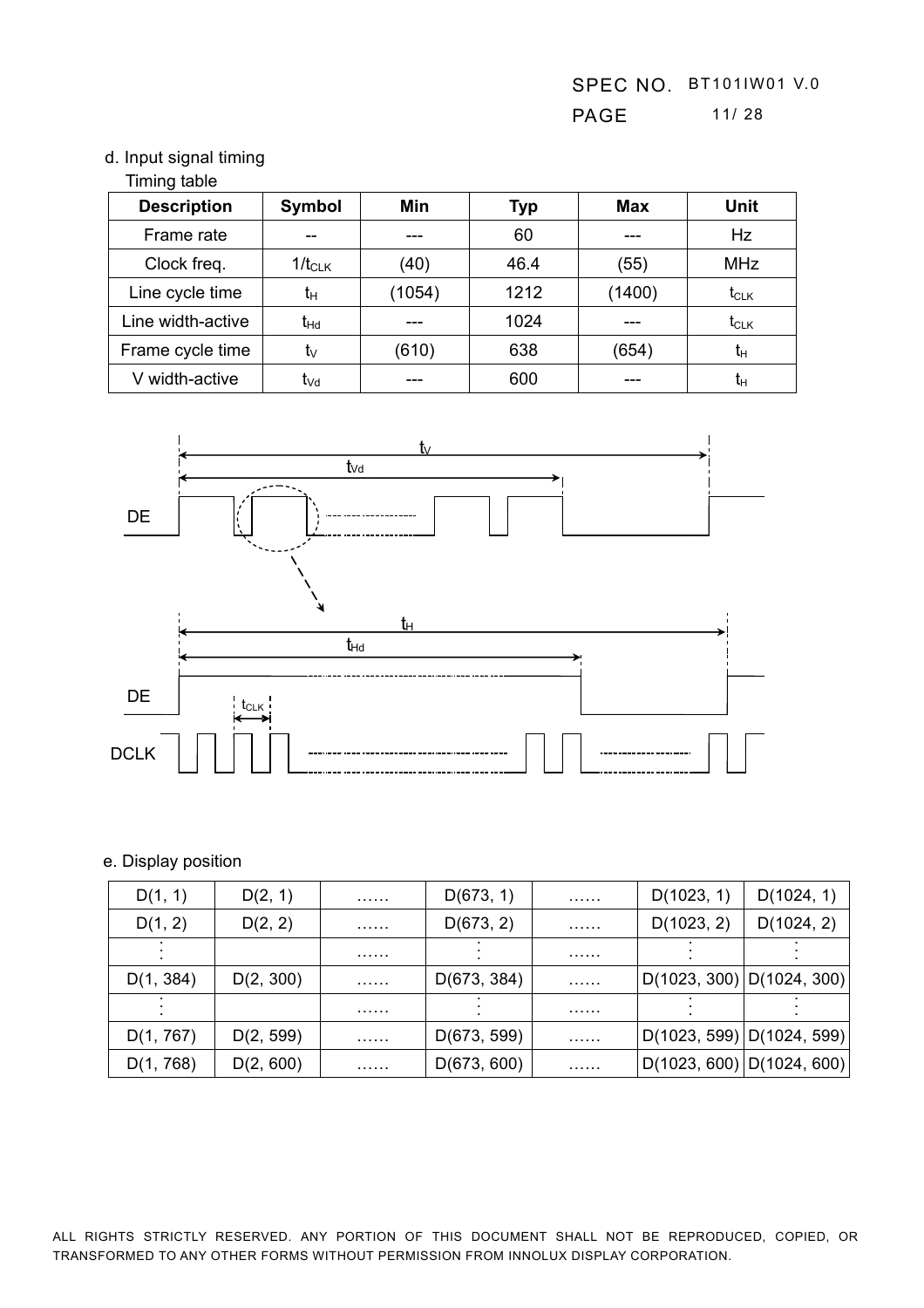d. Input signal timing

Timing table

| Description | Symbol | Min | Typ | Max | Unit |
|---|---|---|---|---|---|
| Frame rate | -- | --- | 60 | --- | Hz |
| Clock freq. | $1/t_{CLK}$ | (40) | 46.4 | (55) | MHz |
| Line cycle time | $t_H$ | (1054) | 1212 | (1400) | $t_{CLK}$ |
| Line width-active | $t_{Hd}$ | --- | 1024 | --- | $t_{CLK}$ |
| Frame cycle time | $t_V$ | (610) | 638 | (654) | $t_H$ |
| V width-active | $t_{Vd}$ | --- | 600 | --- | $t_H$ |

e. Display position

| D(1, 1) | D(2, 1) | …… | D(673, 1) | …… | D(1023, 1) | D(1024, 1) |
|---|---|---|---|---|---|---|
| D(1, 2) | D(2, 2) | …… | D(673, 2) | …… | D(1023, 2) | D(1024, 2) |
| ⋮ | | …… | ⋮ | …… | ⋮ | ⋮ |
| D(1, 384) | D(2, 300) | …… | D(673, 384) | …… | D(1023, 300) | D(1024, 300) |
| ⋮ | | …… | ⋮ | …… | ⋮ | ⋮ |
| D(1, 767) | D(2, 599) | …… | D(673, 599) | …… | D(1023, 599) | D(1024, 599) |
| D(1, 768) | D(2, 600) | …… | D(673, 600) | …… | D(1023, 600) | D(1024, 600) |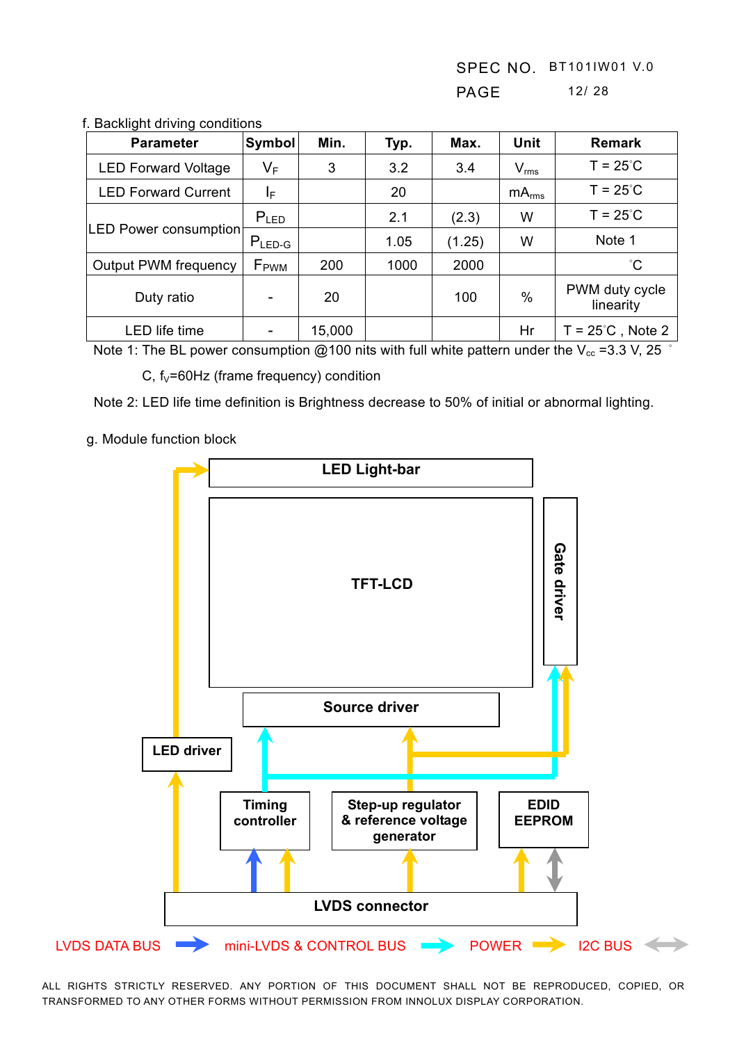f. Backlight driving conditions

| Parameter | Symbol | Min. | Typ. | Max. | Unit | Remark |
|---|---|---|---|---|---|---|
| LED Forward Voltage | $V_F$ | 3 | 3.2 | 3.4 | $V_{rms}$ | T = 25°C |
| LED Forward Current | $I_F$ | | 20 | | $mA_{rms}$ | T = 25°C |
| LED Power consumption | $P_{LED}$ | | 2.1 | (2.3) | W | T = 25°C |
| | $P_{LED\text{-}G}$ | | 1.05 | (1.25) | W | Note 1 |
| Output PWM frequency | $F_{PWM}$ | 200 | 1000 | 2000 | | °C |
| Duty ratio | - | 20 | | 100 | % | PWM duty cycle linearity |
| LED life time | - | 15,000 | | | Hr | T = 25°C , Note 2 |

Note 1: The BL power consumption @100 nits with full white pattern under the $V_{cc}$ =3.3 V, 25 °C, $f_V$=60Hz (frame frequency) condition

Note 2: LED life time definition is Brightness decrease to 50% of initial or abnormal lighting.

g. Module function block

LED Light-bar

TFT-LCD

Gate driver

Source driver

LED driver

Timing controller

Step-up regulator & reference voltage generator

EDID EEPROM

LVDS connector

LVDS DATA BUS → mini-LVDS & CONTROL BUS → POWER → I2C BUS ↔

ALL RIGHTS STRICTLY RESERVED. ANY PORTION OF THIS DOCUMENT SHALL NOT BE REPRODUCED, COPIED, OR TRANSFORMED TO ANY OTHER FORMS WITHOUT PERMISSION FROM INNOLUX DISPLAY CORPORATION.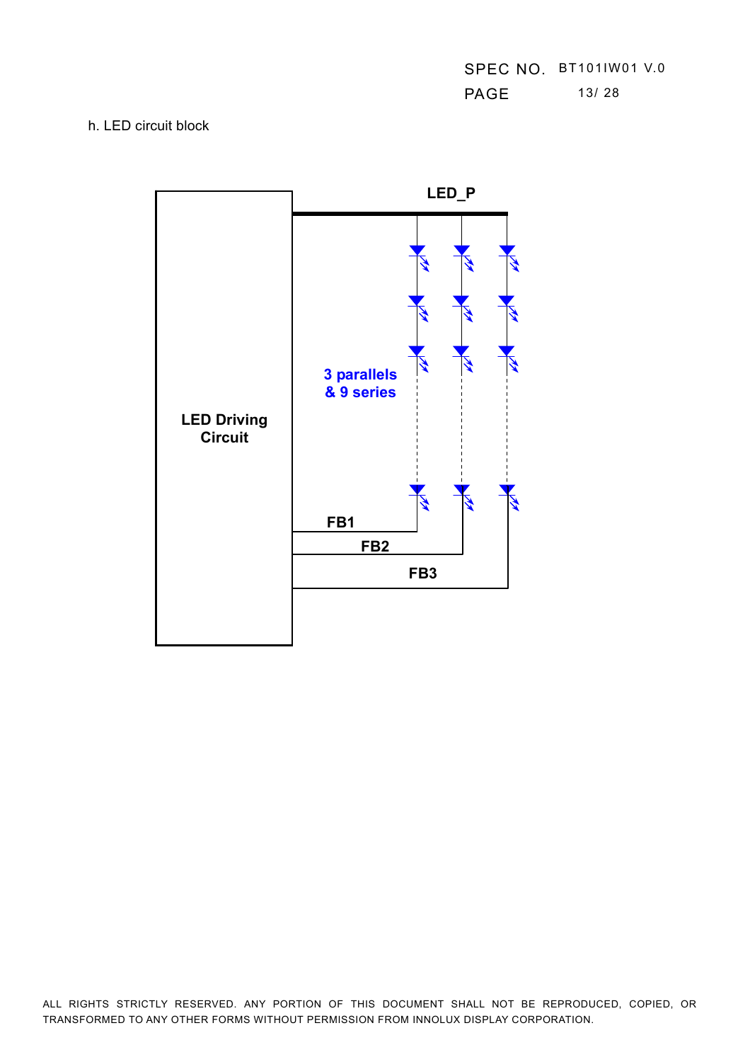h. LED circuit block

LED_P

LED Driving Circuit

3 parallels & 9 series

FB1

FB2

FB3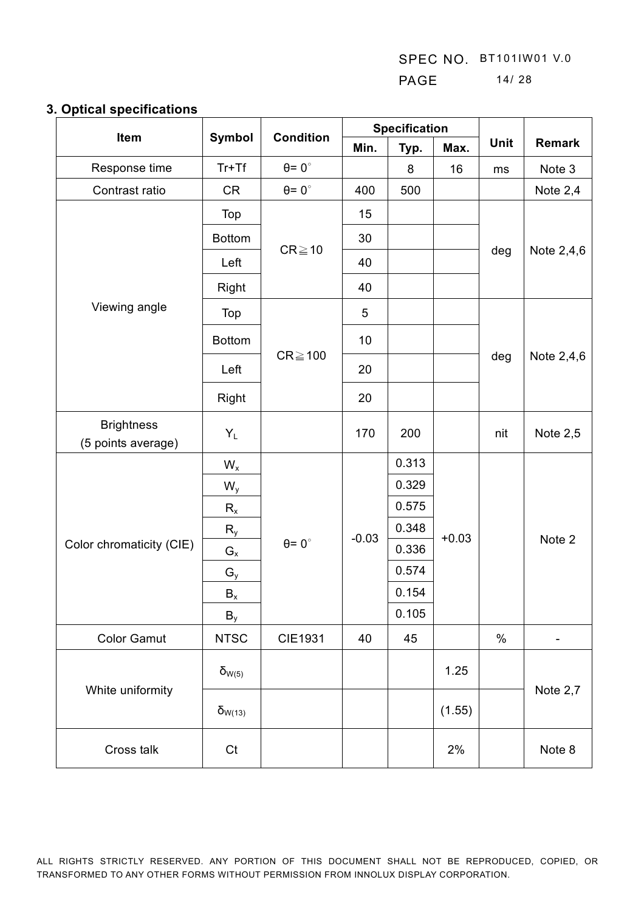## 3. Optical specifications

| Item | Symbol | Condition | Specification | | | Unit | Remark |
|---|---|---|---|---|---|---|---|
| | | | Min. | Typ. | Max. | | |
| Response time | Tr+Tf | θ= 0° | | 8 | 16 | ms | Note 3 |
| Contrast ratio | CR | θ= 0° | 400 | 500 | | | Note 2,4 |
| Viewing angle | Top | CR≧10 | 15 | | | deg | Note 2,4,6 |
| | Bottom | | 30 | | | | |
| | Left | | 40 | | | | |
| | Right | | 40 | | | | |
| | Top | CR≧100 | 5 | | | deg | Note 2,4,6 |
| | Bottom | | 10 | | | | |
| | Left | | 20 | | | | |
| | Right | | 20 | | | | |
| Brightness (5 points average) | $Y_L$ | | 170 | 200 | | nit | Note 2,5 |
| Color chromaticity (CIE) | $W_x$ | θ= 0° | -0.03 | 0.313 | +0.03 | | Note 2 |
| | $W_y$ | | | 0.329 | | | |
| | $R_x$ | | | 0.575 | | | |
| | $R_y$ | | | 0.348 | | | |
| | $G_x$ | | | 0.336 | | | |
| | $G_y$ | | | 0.574 | | | |
| | $B_x$ | | | 0.154 | | | |
| | $B_y$ | | | 0.105 | | | |
| Color Gamut | NTSC | CIE1931 | 40 | 45 | | % | - |
| White uniformity | $\delta_{W(5)}$ | | | | 1.25 | | Note 2,7 |
| | $\delta_{W(13)}$ | | | | (1.55) | | |
| Cross talk | Ct | | | | 2% | | Note 8 |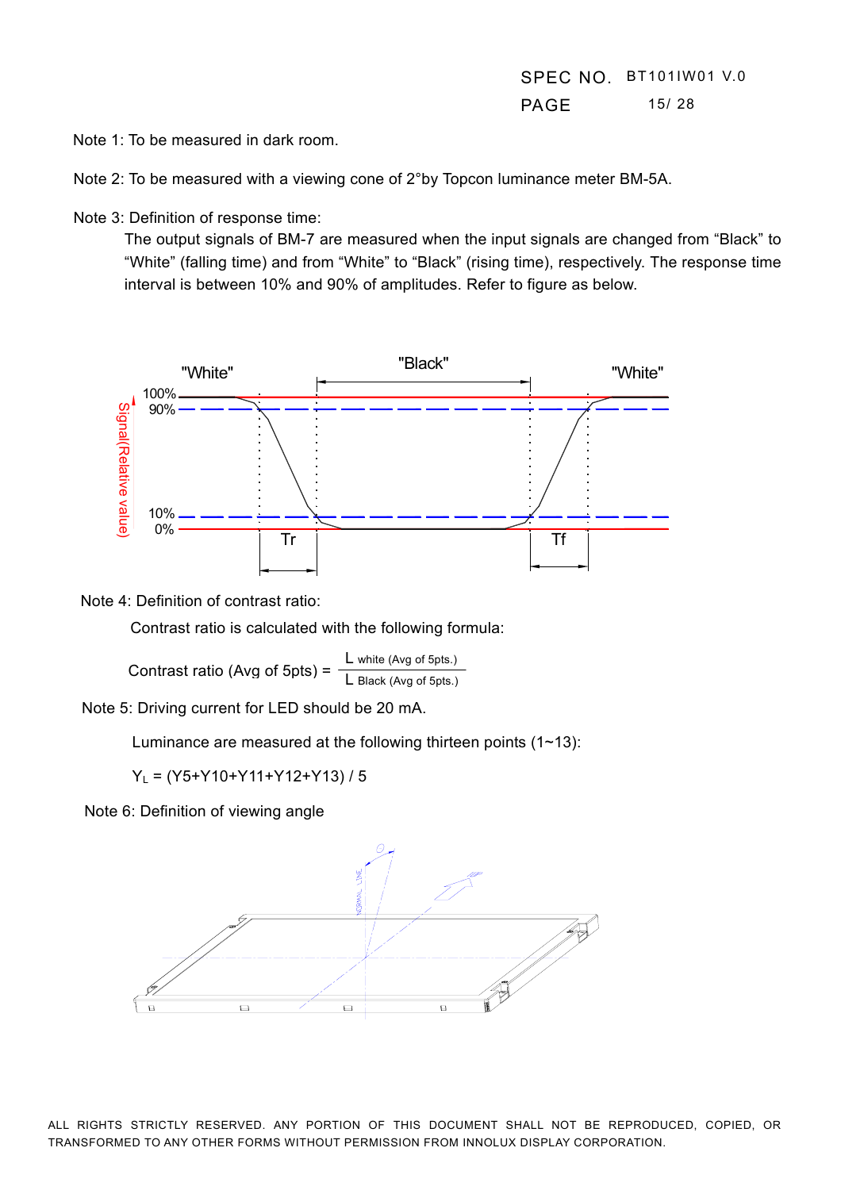Note 1: To be measured in dark room.

Note 2: To be measured with a viewing cone of 2°by Topcon luminance meter BM-5A.

Note 3: Definition of response time:

The output signals of BM-7 are measured when the input signals are changed from "Black" to "White" (falling time) and from "White" to "Black" (rising time), respectively. The response time interval is between 10% and 90% of amplitudes. Refer to figure as below.

Note 4: Definition of contrast ratio:

Contrast ratio is calculated with the following formula:

$$\text{Contrast ratio (Avg of 5pts)} = \frac{L_{\text{white (Avg of 5pts.)}}}{L_{\text{Black (Avg of 5pts.)}}}$$

Note 5: Driving current for LED should be 20 mA.

Luminance are measured at the following thirteen points (1~13):

$Y_L$ = (Y5+Y10+Y11+Y12+Y13) / 5

Note 6: Definition of viewing angle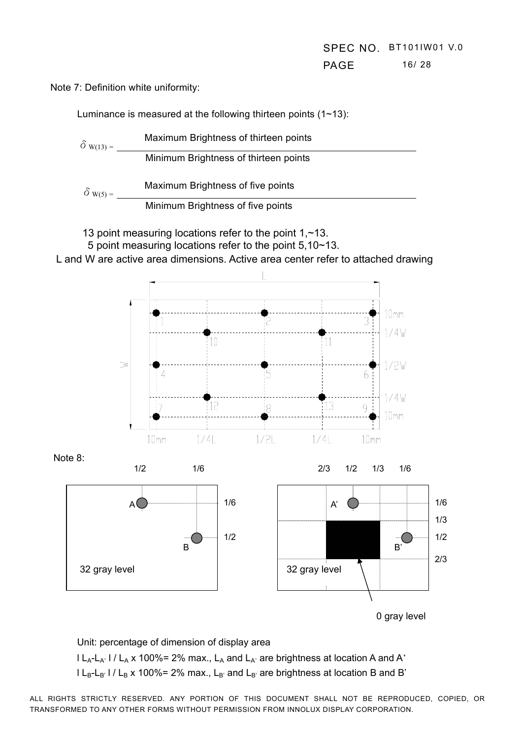Note 7: Definition white uniformity:

Luminance is measured at the following thirteen points (1~13):

$$\delta_{W(13)} = \frac{\text{Maximum Brightness of thirteen points}}{\text{Minimum Brightness of thirteen points}}$$

$$\delta_{W(5)} = \frac{\text{Maximum Brightness of five points}}{\text{Minimum Brightness of five points}}$$

13 point measuring locations refer to the point 1,~13.

5 point measuring locations refer to the point 5,10~13.

L and W are active area dimensions. Active area center refer to attached drawing

L

W

10mm 1/4W 1/2W 1/4W 10mm

10mm 1/4L 1/2L 1/4L 10mm

Note 8:

1/2 1/6

1/6 1/2

32 gray level

2/3 1/2 1/3 1/6

1/6 1/3 1/2 2/3

32 gray level

0 gray level

Unit: percentage of dimension of display area

$| L_A - L_{A'} | / L_A \times 100\% = 2\%$ max., $L_A$ and $L_{A'}$ are brightness at location A and A'

$| L_B - L_{B'} | / L_B \times 100\% = 2\%$ max., $L_{B'}$ and $L_{B'}$ are brightness at location B and B'

ALL RIGHTS STRICTLY RESERVED. ANY PORTION OF THIS DOCUMENT SHALL NOT BE REPRODUCED, COPIED, OR TRANSFORMED TO ANY OTHER FORMS WITHOUT PERMISSION FROM INNOLUX DISPLAY CORPORATION.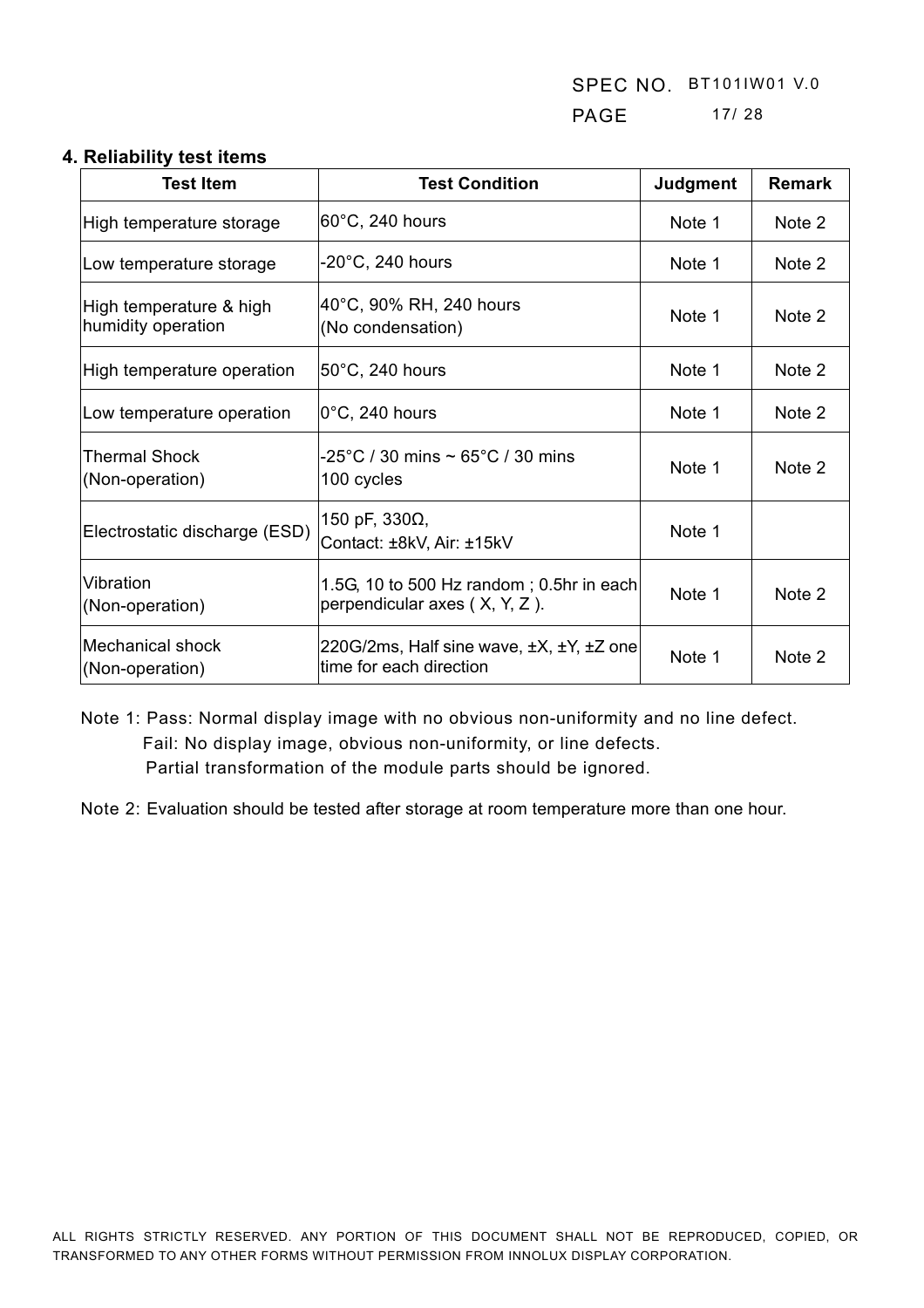## 4. Reliability test items

| Test Item | Test Condition | Judgment | Remark |
|---|---|---|---|
| High temperature storage | 60°C, 240 hours | Note 1 | Note 2 |
| Low temperature storage | -20°C, 240 hours | Note 1 | Note 2 |
| High temperature & high humidity operation | 40°C, 90% RH, 240 hours (No condensation) | Note 1 | Note 2 |
| High temperature operation | 50°C, 240 hours | Note 1 | Note 2 |
| Low temperature operation | 0°C, 240 hours | Note 1 | Note 2 |
| Thermal Shock (Non-operation) | -25°C / 30 mins ~ 65°C / 30 mins 100 cycles | Note 1 | Note 2 |
| Electrostatic discharge (ESD) | 150 pF, 330Ω, Contact: ±8kV, Air: ±15kV | Note 1 | |
| Vibration (Non-operation) | 1.5G, 10 to 500 Hz random ; 0.5hr in each perpendicular axes ( X, Y, Z ). | Note 1 | Note 2 |
| Mechanical shock (Non-operation) | 220G/2ms, Half sine wave, ±X, ±Y, ±Z one time for each direction | Note 1 | Note 2 |

Note 1: Pass: Normal display image with no obvious non-uniformity and no line defect.
Fail: No display image, obvious non-uniformity, or line defects.
Partial transformation of the module parts should be ignored.

Note 2: Evaluation should be tested after storage at room temperature more than one hour.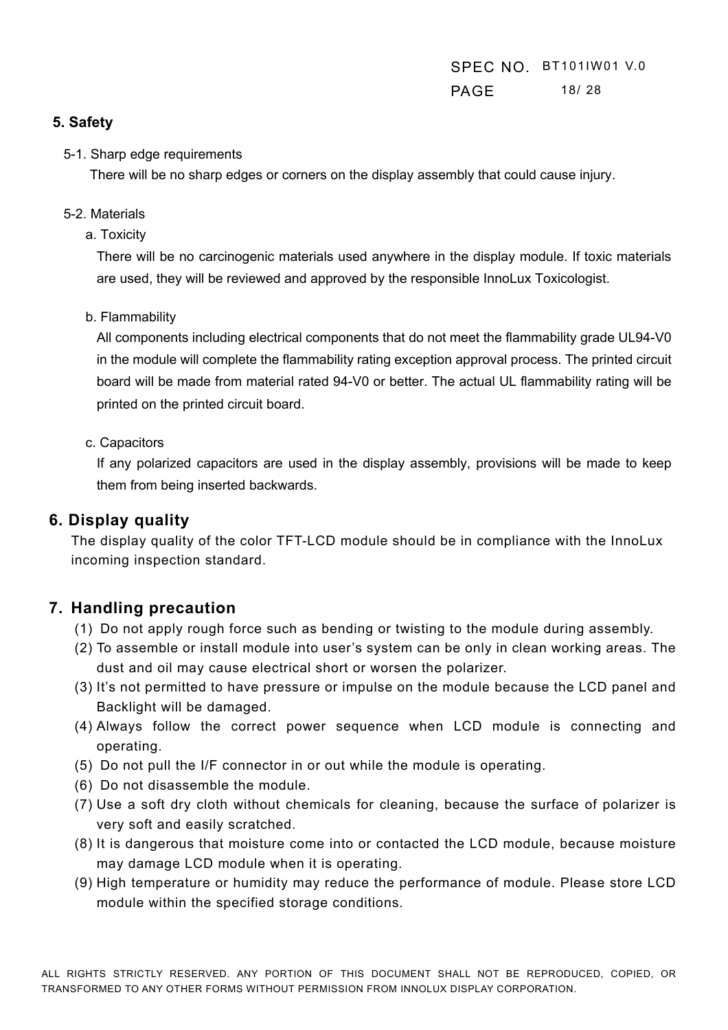## 5. Safety

5-1. Sharp edge requirements

There will be no sharp edges or corners on the display assembly that could cause injury.

5-2. Materials

a. Toxicity

There will be no carcinogenic materials used anywhere in the display module. If toxic materials are used, they will be reviewed and approved by the responsible InnoLux Toxicologist.

b. Flammability

All components including electrical components that do not meet the flammability grade UL94-V0 in the module will complete the flammability rating exception approval process. The printed circuit board will be made from material rated 94-V0 or better. The actual UL flammability rating will be printed on the printed circuit board.

c. Capacitors

If any polarized capacitors are used in the display assembly, provisions will be made to keep them from being inserted backwards.

## 6. Display quality

The display quality of the color TFT-LCD module should be in compliance with the InnoLux incoming inspection standard.

## 7. Handling precaution

(1) Do not apply rough force such as bending or twisting to the module during assembly.

(2) To assemble or install module into user's system can be only in clean working areas. The dust and oil may cause electrical short or worsen the polarizer.

(3) It's not permitted to have pressure or impulse on the module because the LCD panel and Backlight will be damaged.

(4) Always follow the correct power sequence when LCD module is connecting and operating.

(5) Do not pull the I/F connector in or out while the module is operating.

(6) Do not disassemble the module.

(7) Use a soft dry cloth without chemicals for cleaning, because the surface of polarizer is very soft and easily scratched.

(8) It is dangerous that moisture come into or contacted the LCD module, because moisture may damage LCD module when it is operating.

(9) High temperature or humidity may reduce the performance of module. Please store LCD module within the specified storage conditions.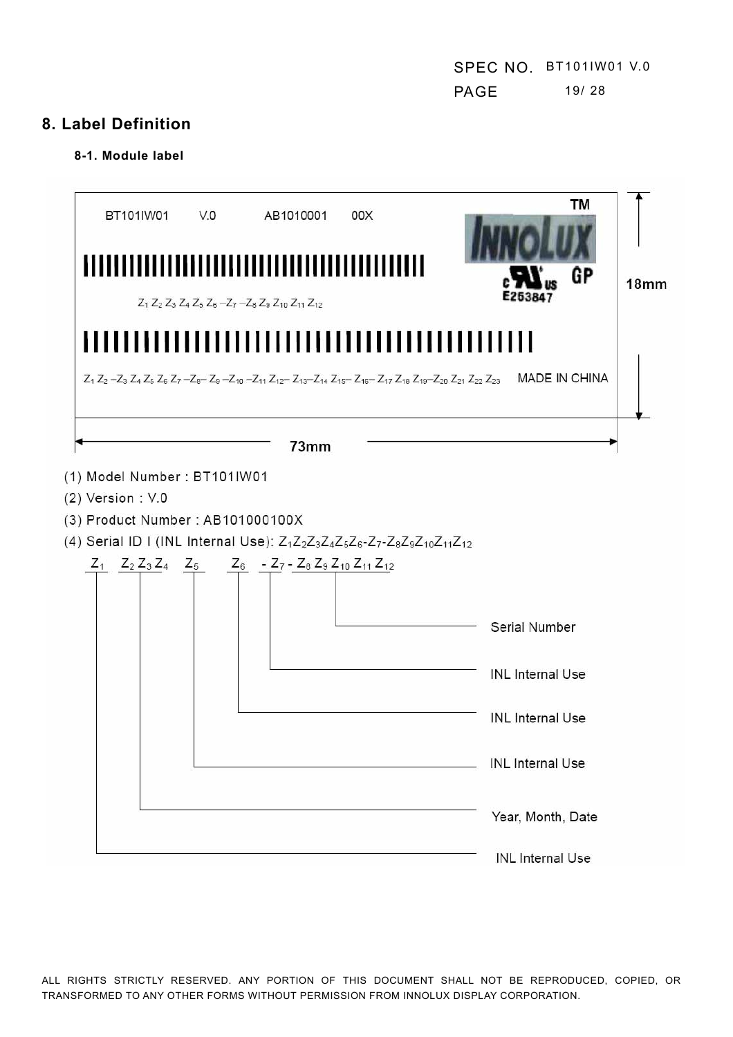## 8. Label Definition

### 8-1. Module label

BT101IW01 V.0 AB1010001 00X

$Z_1 Z_2 Z_3 Z_4 Z_5 Z_6 - Z_7 - Z_8 Z_9 Z_{10} Z_{11} Z_{12}$

$Z_1 Z_2 - Z_3 Z_4 Z_5 Z_6 Z_7 - Z_8 - Z_9 - Z_{10} - Z_{11} Z_{12} - Z_{13} - Z_{14} Z_{15} - Z_{16} - Z_{17} Z_{18} Z_{19} - Z_{20} Z_{21} Z_{22} Z_{23}$ MADE IN CHINA

TM INNOLUX GP E253847

18mm

73mm

(1) Model Number : BT101IW01

(2) Version : V.0

(3) Product Number : AB101000100X

(4) Serial ID I (INL Internal Use): $Z_1Z_2Z_3Z_4Z_5Z_6\text{-}Z_7\text{-}Z_8Z_9Z_{10}Z_{11}Z_{12}$

| Field | Meaning |
|---|---|
| $Z_8 Z_9 Z_{10} Z_{11} Z_{12}$ | Serial Number |
| $Z_7$ | INL Internal Use |
| $Z_6$ | INL Internal Use |
| $Z_5$ | INL Internal Use |
| $Z_2 Z_3 Z_4$ | Year, Month, Date |
| $Z_1$ | INL Internal Use |

ALL RIGHTS STRICTLY RESERVED. ANY PORTION OF THIS DOCUMENT SHALL NOT BE REPRODUCED, COPIED, OR TRANSFORMED TO ANY OTHER FORMS WITHOUT PERMISSION FROM INNOLUX DISPLAY CORPORATION.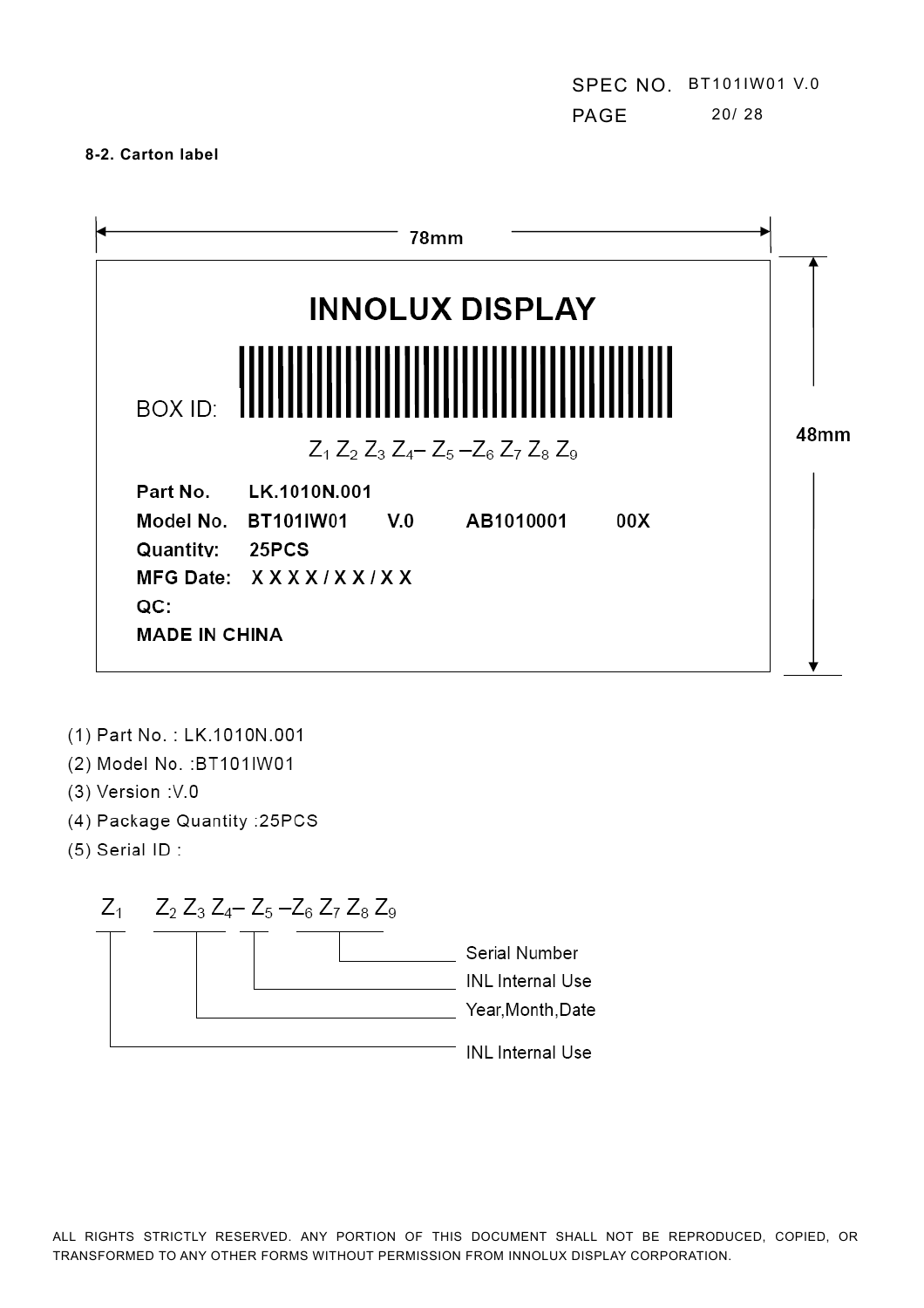### 8-2. Carton label

78mm × 48mm

**INNOLUX DISPLAY**

BOX ID:

$Z_1 Z_2 Z_3 Z_4 – Z_5 – Z_6 Z_7 Z_8 Z_9$

**Part No.** **LK.1010N.001**

**Model No.** **BT101IW01** **V.0** **AB1010001** **00X**

**Quantity:** **25PCS**

**MFG Date:** **X X X X / X X / X X**

**QC:**

**MADE IN CHINA**

(1) Part No. : LK.1010N.001

(2) Model No. :BT101IW01

(3) Version :V.0

(4) Package Quantity :25PCS

(5) Serial ID :

$Z_1 \quad Z_2 Z_3 Z_4 – Z_5 – Z_6 Z_7 Z_8 Z_9$

- $Z_6 Z_7 Z_8 Z_9$: Serial Number
- $Z_5$: INL Internal Use
- $Z_2 Z_3 Z_4$: Year,Month,Date
- $Z_1$: INL Internal Use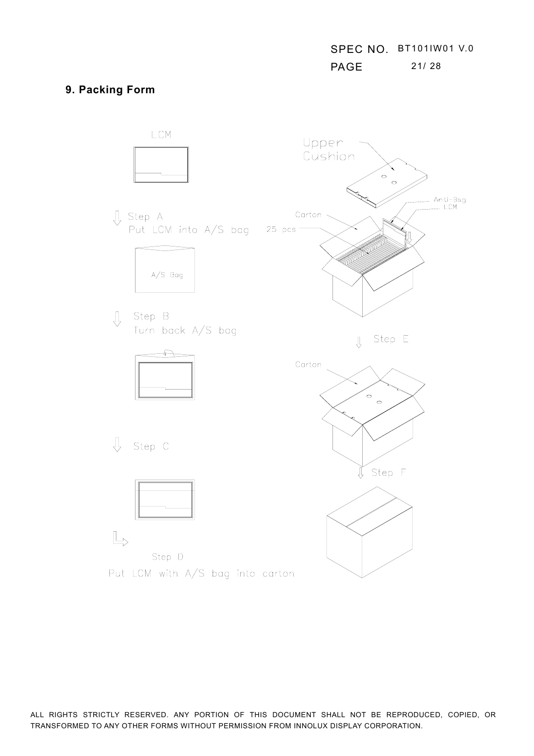## 9. Packing Form

LCM

Step A
Put LCM into A/S bag

A/S Bag

Step B
Turn back A/S bag

Step C

Step D
Put LCM with A/S bag into carton

Upper Cushion

Anti-Bag
LCM

Carton

25 pcs

Step E

Carton

Step F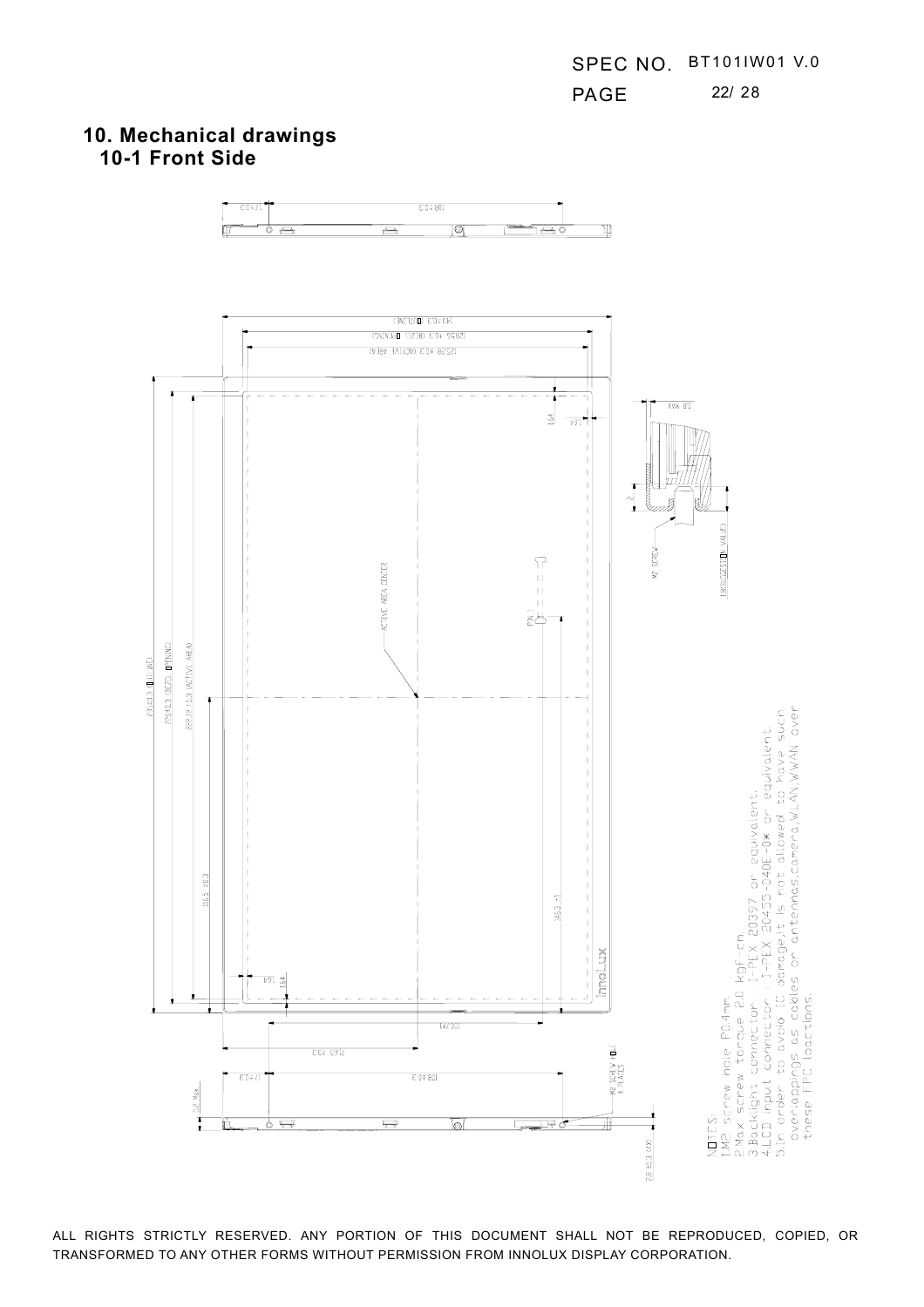## 10. Mechanical drawings

### 10-1 Front Side

NOTES:
1.M2 screw hole P0.4mm.
2.Max screw torque 2.0 Kgf-cm.
3.Backlight connector : I-PEX 20397 or equivalent.
4.LCD input connector : I-PEX 20455-040E-0* or equivalent
5.In order to avoid IC damage,it is not allowed to have such overlappings as cables or antennas,camera,WLAN,WWAN over these FPC loactions.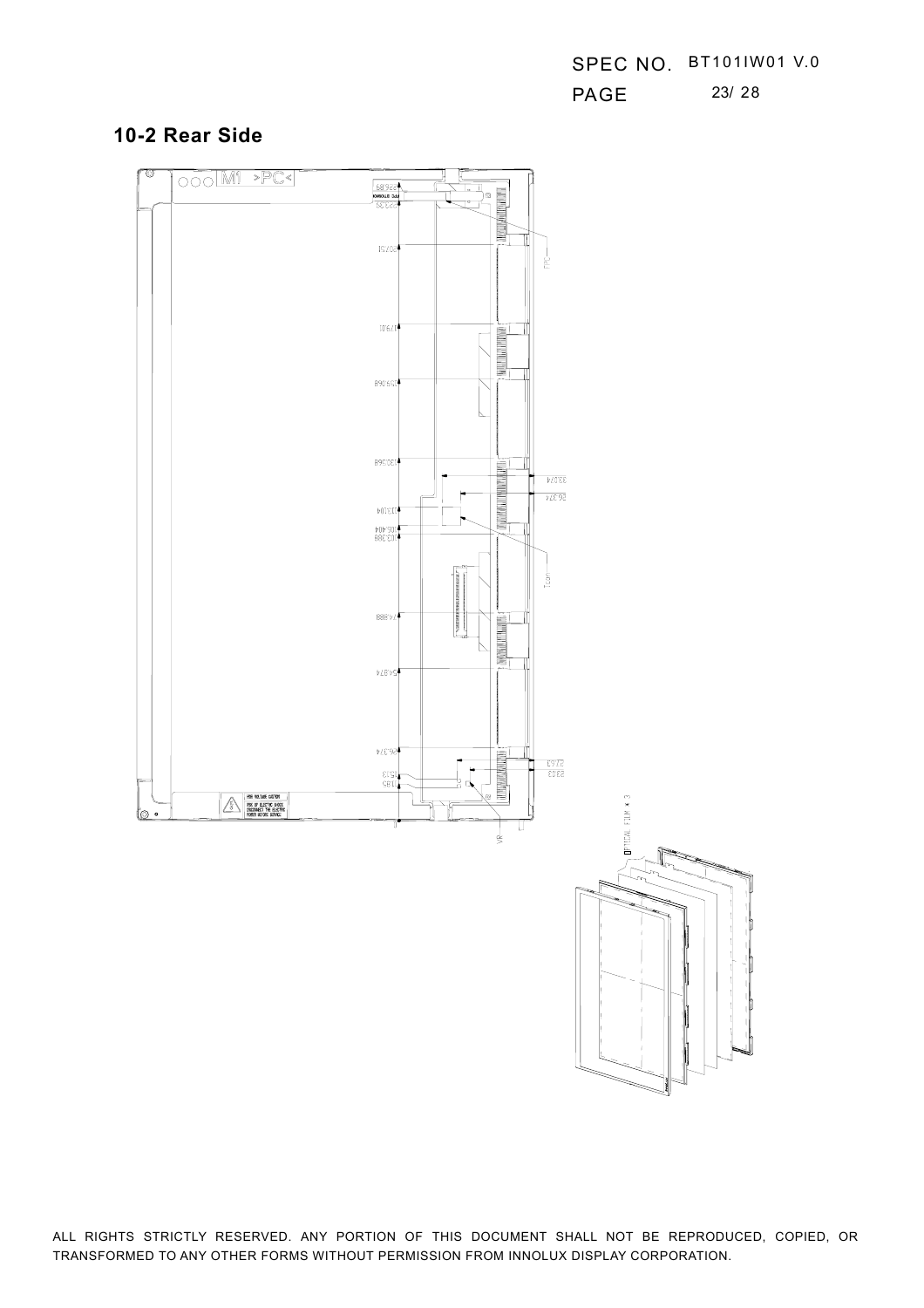## 10-2 Rear Side

ALL RIGHTS STRICTLY RESERVED. ANY PORTION OF THIS DOCUMENT SHALL NOT BE REPRODUCED, COPIED, OR TRANSFORMED TO ANY OTHER FORMS WITHOUT PERMISSION FROM INNOLUX DISPLAY CORPORATION.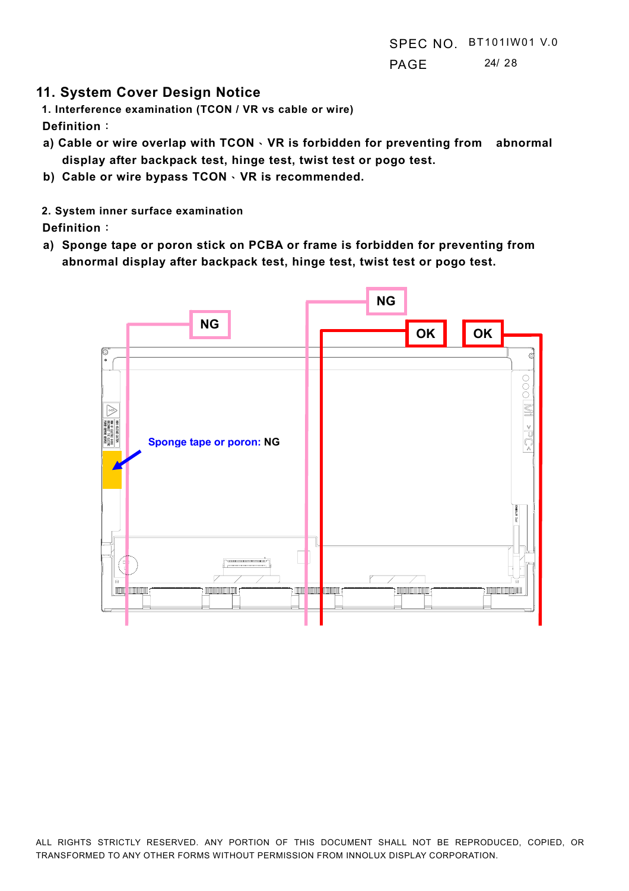## 11. System Cover Design Notice

1. Interference examination (TCON / VR vs cable or wire)

**Definition：**

a) Cable or wire overlap with TCON、VR is forbidden for preventing from abnormal display after backpack test, hinge test, twist test or pogo test.

b) Cable or wire bypass TCON、VR is recommended.

2. System inner surface examination

**Definition：**

a) Sponge tape or poron stick on PCBA or frame is forbidden for preventing from abnormal display after backpack test, hinge test, twist test or pogo test.

NG

NG

OK

OK

Sponge tape or poron: NG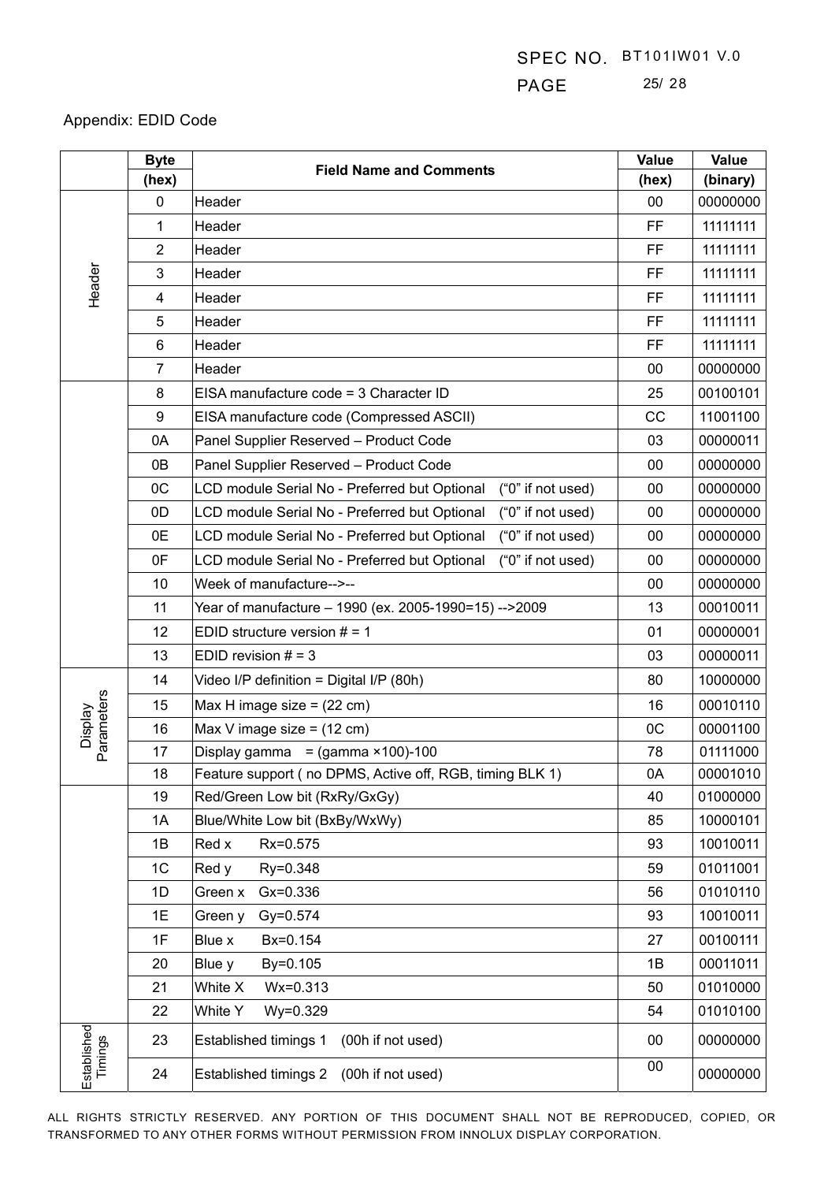Appendix: EDID Code

| | Byte (hex) | Field Name and Comments | Value (hex) | Value (binary) |
|---|---|---|---|---|
| Header | 0 | Header | 00 | 00000000 |
| | 1 | Header | FF | 11111111 |
| | 2 | Header | FF | 11111111 |
| | 3 | Header | FF | 11111111 |
| | 4 | Header | FF | 11111111 |
| | 5 | Header | FF | 11111111 |
| | 6 | Header | FF | 11111111 |
| | 7 | Header | 00 | 00000000 |
| | 8 | EISA manufacture code = 3 Character ID | 25 | 00100101 |
| | 9 | EISA manufacture code (Compressed ASCII) | CC | 11001100 |
| | 0A | Panel Supplier Reserved – Product Code | 03 | 00000011 |
| | 0B | Panel Supplier Reserved – Product Code | 00 | 00000000 |
| | 0C | LCD module Serial No - Preferred but Optional ("0" if not used) | 00 | 00000000 |
| | 0D | LCD module Serial No - Preferred but Optional ("0" if not used) | 00 | 00000000 |
| | 0E | LCD module Serial No - Preferred but Optional ("0" if not used) | 00 | 00000000 |
| | 0F | LCD module Serial No - Preferred but Optional ("0" if not used) | 00 | 00000000 |
| | 10 | Week of manufacture-->-- | 00 | 00000000 |
| | 11 | Year of manufacture – 1990 (ex. 2005-1990=15) -->2009 | 13 | 00010011 |
| | 12 | EDID structure version # = 1 | 01 | 00000001 |
| | 13 | EDID revision # = 3 | 03 | 00000011 |
| Display Parameters | 14 | Video I/P definition = Digital I/P (80h) | 80 | 10000000 |
| | 15 | Max H image size = (22 cm) | 16 | 00010110 |
| | 16 | Max V image size = (12 cm) | 0C | 00001100 |
| | 17 | Display gamma = (gamma ×100)-100 | 78 | 01111000 |
| | 18 | Feature support ( no DPMS, Active off, RGB, timing BLK 1) | 0A | 00001010 |
| | 19 | Red/Green Low bit (RxRy/GxGy) | 40 | 01000000 |
| | 1A | Blue/White Low bit (BxBy/WxWy) | 85 | 10000101 |
| | 1B | Red x Rx=0.575 | 93 | 10010011 |
| | 1C | Red y Ry=0.348 | 59 | 01011001 |
| | 1D | Green x Gx=0.336 | 56 | 01010110 |
| | 1E | Green y Gy=0.574 | 93 | 10010011 |
| | 1F | Blue x Bx=0.154 | 27 | 00100111 |
| | 20 | Blue y By=0.105 | 1B | 00011011 |
| | 21 | White X Wx=0.313 | 50 | 01010000 |
| | 22 | White Y Wy=0.329 | 54 | 01010100 |
| Established Timings | 23 | Established timings 1 (00h if not used) | 00 | 00000000 |
| | 24 | Established timings 2 (00h if not used) | 00 | 00000000 |

ALL RIGHTS STRICTLY RESERVED. ANY PORTION OF THIS DOCUMENT SHALL NOT BE REPRODUCED, COPIED, OR TRANSFORMED TO ANY OTHER FORMS WITHOUT PERMISSION FROM INNOLUX DISPLAY CORPORATION.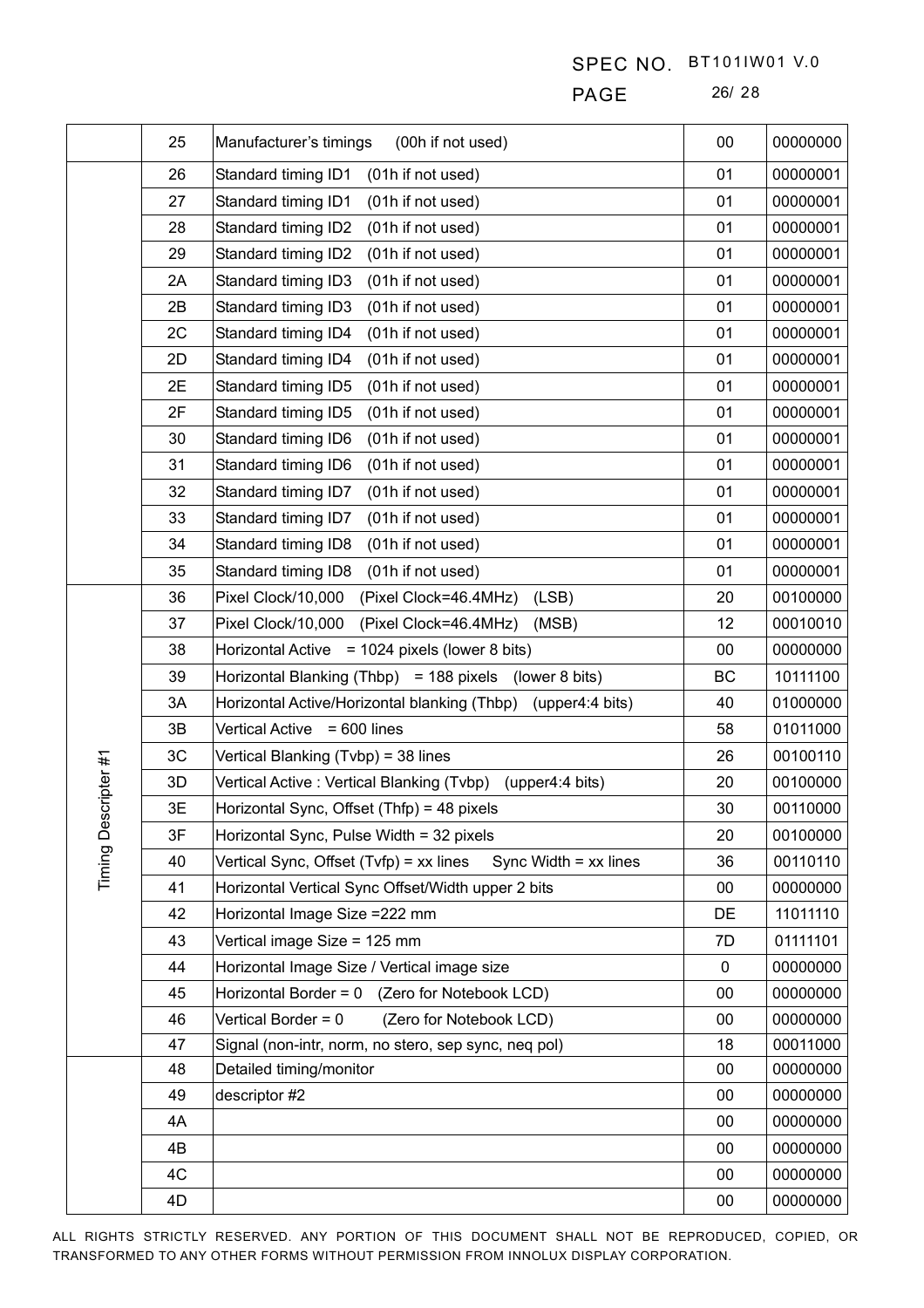| | | | | |
|---|---|---|---|---|
| | 25 | Manufacturer's timings (00h if not used) | 00 | 00000000 |
| | 26 | Standard timing ID1 (01h if not used) | 01 | 00000001 |
| | 27 | Standard timing ID1 (01h if not used) | 01 | 00000001 |
| | 28 | Standard timing ID2 (01h if not used) | 01 | 00000001 |
| | 29 | Standard timing ID2 (01h if not used) | 01 | 00000001 |
| | 2A | Standard timing ID3 (01h if not used) | 01 | 00000001 |
| | 2B | Standard timing ID3 (01h if not used) | 01 | 00000001 |
| | 2C | Standard timing ID4 (01h if not used) | 01 | 00000001 |
| | 2D | Standard timing ID4 (01h if not used) | 01 | 00000001 |
| | 2E | Standard timing ID5 (01h if not used) | 01 | 00000001 |
| | 2F | Standard timing ID5 (01h if not used) | 01 | 00000001 |
| | 30 | Standard timing ID6 (01h if not used) | 01 | 00000001 |
| | 31 | Standard timing ID6 (01h if not used) | 01 | 00000001 |
| | 32 | Standard timing ID7 (01h if not used) | 01 | 00000001 |
| | 33 | Standard timing ID7 (01h if not used) | 01 | 00000001 |
| | 34 | Standard timing ID8 (01h if not used) | 01 | 00000001 |
| | 35 | Standard timing ID8 (01h if not used) | 01 | 00000001 |
| Timing Descripter #1 | 36 | Pixel Clock/10,000 (Pixel Clock=46.4MHz) (LSB) | 20 | 00100000 |
| | 37 | Pixel Clock/10,000 (Pixel Clock=46.4MHz) (MSB) | 12 | 00010010 |
| | 38 | Horizontal Active = 1024 pixels (lower 8 bits) | 00 | 00000000 |
| | 39 | Horizontal Blanking (Thbp) = 188 pixels (lower 8 bits) | BC | 10111100 |
| | 3A | Horizontal Active/Horizontal blanking (Thbp) (upper4:4 bits) | 40 | 01000000 |
| | 3B | Vertical Active = 600 lines | 58 | 01011000 |
| | 3C | Vertical Blanking (Tvbp) = 38 lines | 26 | 00100110 |
| | 3D | Vertical Active : Vertical Blanking (Tvbp) (upper4:4 bits) | 20 | 00100000 |
| | 3E | Horizontal Sync, Offset (Thfp) = 48 pixels | 30 | 00110000 |
| | 3F | Horizontal Sync, Pulse Width = 32 pixels | 20 | 00100000 |
| | 40 | Vertical Sync, Offset (Tvfp) = xx lines Sync Width = xx lines | 36 | 00110110 |
| | 41 | Horizontal Vertical Sync Offset/Width upper 2 bits | 00 | 00000000 |
| | 42 | Horizontal Image Size =222 mm | DE | 11011110 |
| | 43 | Vertical image Size = 125 mm | 7D | 01111101 |
| | 44 | Horizontal Image Size / Vertical image size | 0 | 00000000 |
| | 45 | Horizontal Border = 0 (Zero for Notebook LCD) | 00 | 00000000 |
| | 46 | Vertical Border = 0 (Zero for Notebook LCD) | 00 | 00000000 |
| | 47 | Signal (non-intr, norm, no stero, sep sync, neq pol) | 18 | 00011000 |
| | 48 | Detailed timing/monitor | 00 | 00000000 |
| | 49 | descriptor #2 | 00 | 00000000 |
| | 4A | | 00 | 00000000 |
| | 4B | | 00 | 00000000 |
| | 4C | | 00 | 00000000 |
| | 4D | | 00 | 00000000 |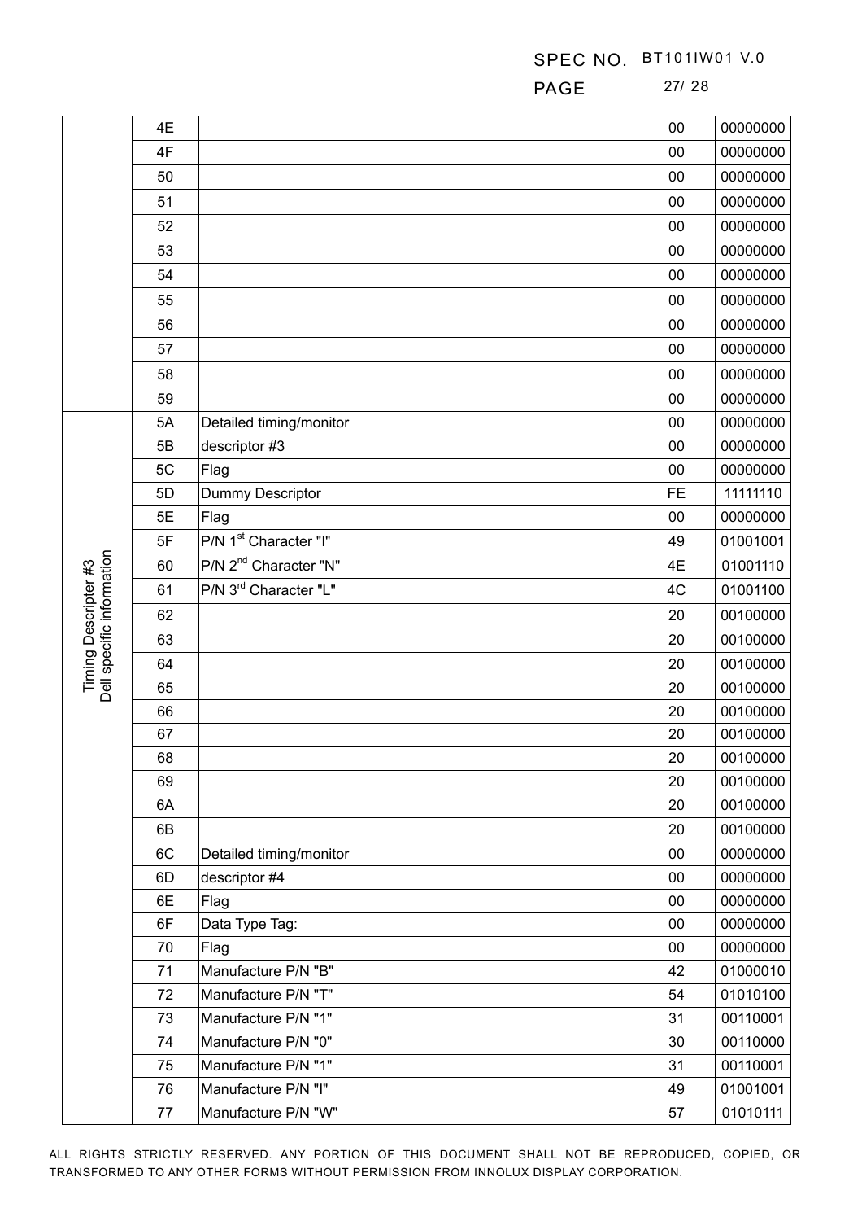| | | | | |
|---|---|---|---|---|
| | 4E | | 00 | 00000000 |
| | 4F | | 00 | 00000000 |
| | 50 | | 00 | 00000000 |
| | 51 | | 00 | 00000000 |
| | 52 | | 00 | 00000000 |
| | 53 | | 00 | 00000000 |
| | 54 | | 00 | 00000000 |
| | 55 | | 00 | 00000000 |
| | 56 | | 00 | 00000000 |
| | 57 | | 00 | 00000000 |
| | 58 | | 00 | 00000000 |
| | 59 | | 00 | 00000000 |
| Timing Descripter #3 Dell specific information | 5A | Detailed timing/monitor | 00 | 00000000 |
| | 5B | descriptor #3 | 00 | 00000000 |
| | 5C | Flag | 00 | 00000000 |
| | 5D | Dummy Descriptor | FE | 11111110 |
| | 5E | Flag | 00 | 00000000 |
| | 5F | P/N 1st Character "I" | 49 | 01001001 |
| | 60 | P/N 2nd Character "N" | 4E | 01001110 |
| | 61 | P/N 3rd Character "L" | 4C | 01001100 |
| | 62 | | 20 | 00100000 |
| | 63 | | 20 | 00100000 |
| | 64 | | 20 | 00100000 |
| | 65 | | 20 | 00100000 |
| | 66 | | 20 | 00100000 |
| | 67 | | 20 | 00100000 |
| | 68 | | 20 | 00100000 |
| | 69 | | 20 | 00100000 |
| | 6A | | 20 | 00100000 |
| | 6B | | 20 | 00100000 |
| | 6C | Detailed timing/monitor | 00 | 00000000 |
| | 6D | descriptor #4 | 00 | 00000000 |
| | 6E | Flag | 00 | 00000000 |
| | 6F | Data Type Tag: | 00 | 00000000 |
| | 70 | Flag | 00 | 00000000 |
| | 71 | Manufacture P/N "B" | 42 | 01000010 |
| | 72 | Manufacture P/N "T" | 54 | 01010100 |
| | 73 | Manufacture P/N "1" | 31 | 00110001 |
| | 74 | Manufacture P/N "0" | 30 | 00110000 |
| | 75 | Manufacture P/N "1" | 31 | 00110001 |
| | 76 | Manufacture P/N "I" | 49 | 01001001 |
| | 77 | Manufacture P/N "W" | 57 | 01010111 |

ALL RIGHTS STRICTLY RESERVED. ANY PORTION OF THIS DOCUMENT SHALL NOT BE REPRODUCED, COPIED, OR TRANSFORMED TO ANY OTHER FORMS WITHOUT PERMISSION FROM INNOLUX DISPLAY CORPORATION.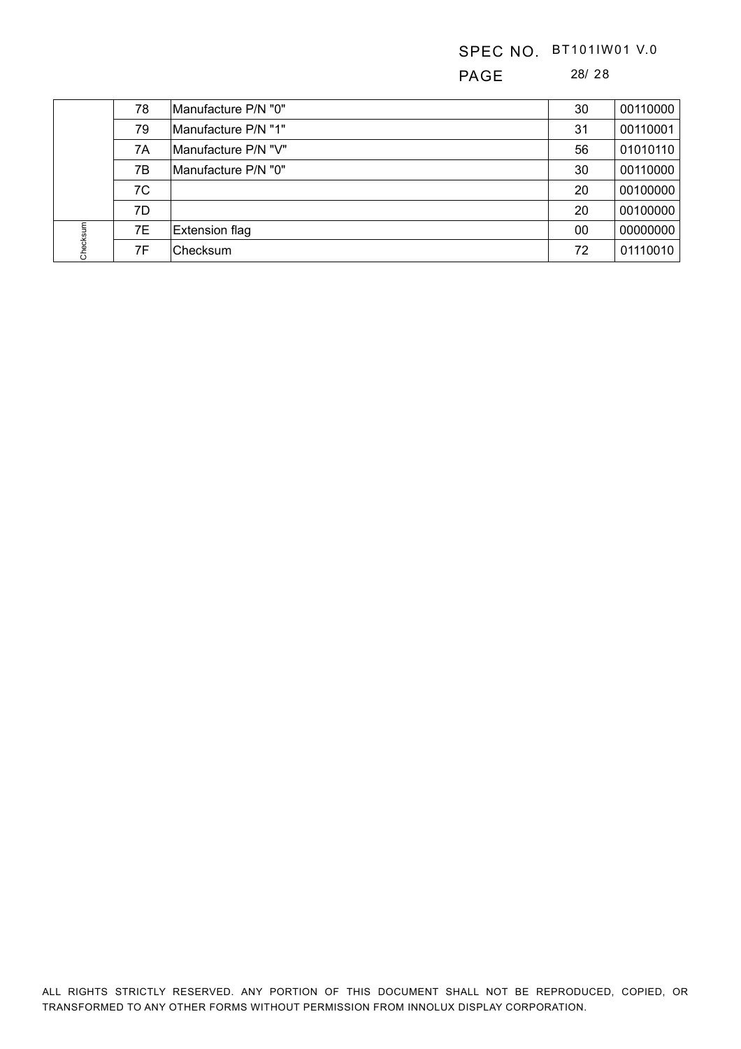| | | | | |
|---|---|---|---|---|
| | 78 | Manufacture P/N "0" | 30 | 00110000 |
| | 79 | Manufacture P/N "1" | 31 | 00110001 |
| | 7A | Manufacture P/N "V" | 56 | 01010110 |
| | 7B | Manufacture P/N "0" | 30 | 00110000 |
| | 7C | | 20 | 00100000 |
| | 7D | | 20 | 00100000 |
| Checksum | 7E | Extension flag | 00 | 00000000 |
| | 7F | Checksum | 72 | 01110010 |

ALL RIGHTS STRICTLY RESERVED. ANY PORTION OF THIS DOCUMENT SHALL NOT BE REPRODUCED, COPIED, OR TRANSFORMED TO ANY OTHER FORMS WITHOUT PERMISSION FROM INNOLUX DISPLAY CORPORATION.